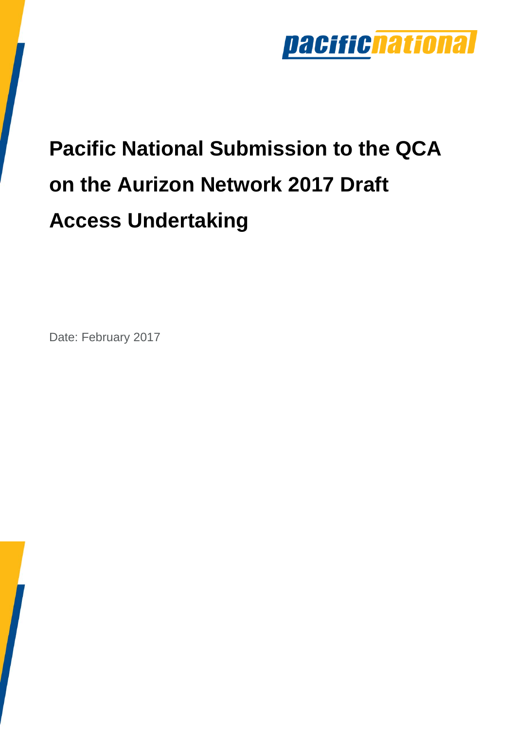# Pacific National Submission to the QCA on the Aurizon Network 2017 Draft Access Undertaking

Date: February 2017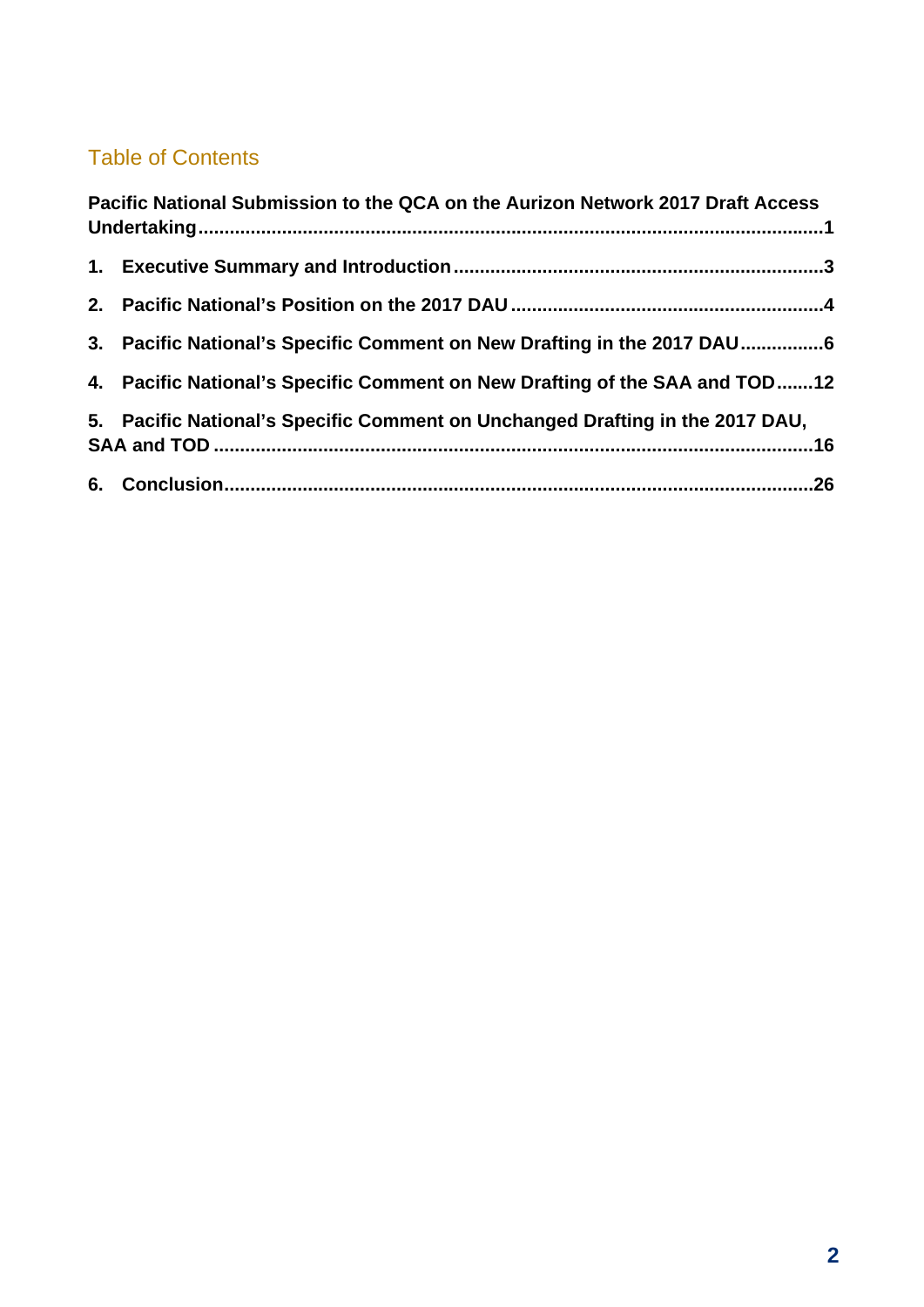## Table of Contents

**Pacific National Submission to the QCA on the Aurizon Network 2017 Draft Access Undertaking ........ 1**

**1. Executive Summary and Introduction ........ 3**

**2. Pacific National's Position on the 2017 DAU ........ 4**

**3. Pacific National's Specific Comment on New Drafting in the 2017 DAU ........ 6**

**4. Pacific National's Specific Comment on New Drafting of the SAA and TOD ........ 12**

**5. Pacific National's Specific Comment on Unchanged Drafting in the 2017 DAU, SAA and TOD ........ 16**

**6. Conclusion ........ 26**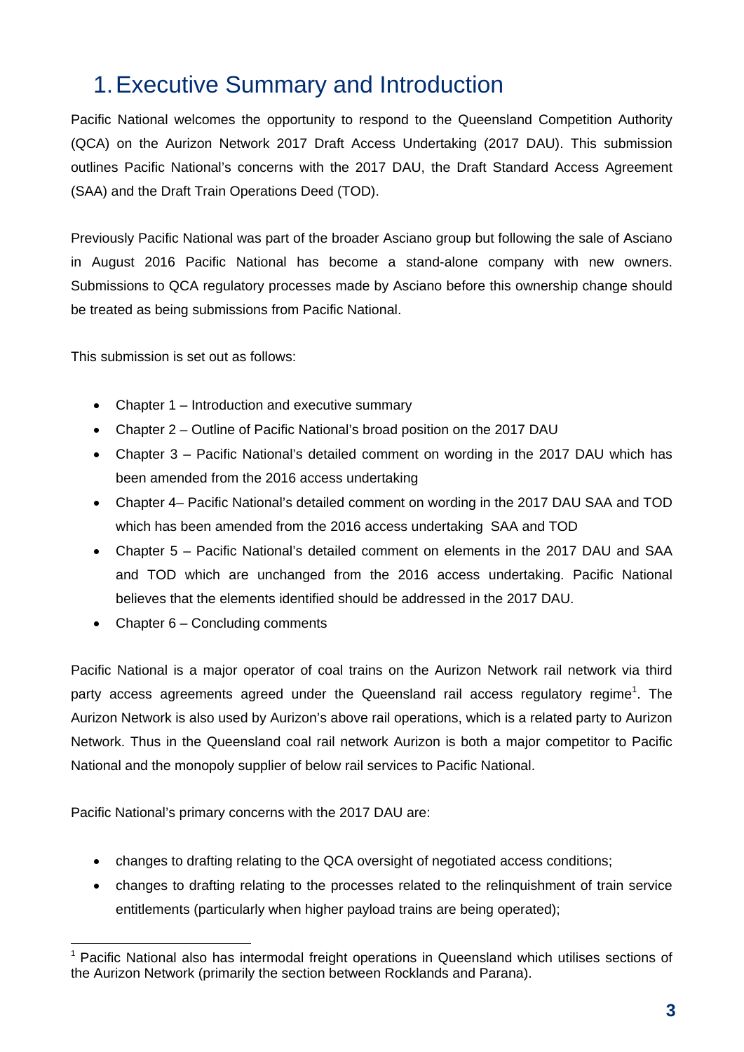# 1. Executive Summary and Introduction

Pacific National welcomes the opportunity to respond to the Queensland Competition Authority (QCA) on the Aurizon Network 2017 Draft Access Undertaking (2017 DAU). This submission outlines Pacific National's concerns with the 2017 DAU, the Draft Standard Access Agreement (SAA) and the Draft Train Operations Deed (TOD).

Previously Pacific National was part of the broader Asciano group but following the sale of Asciano in August 2016 Pacific National has become a stand-alone company with new owners. Submissions to QCA regulatory processes made by Asciano before this ownership change should be treated as being submissions from Pacific National.

This submission is set out as follows:

- Chapter 1 – Introduction and executive summary
- Chapter 2 – Outline of Pacific National's broad position on the 2017 DAU
- Chapter 3 – Pacific National's detailed comment on wording in the 2017 DAU which has been amended from the 2016 access undertaking
- Chapter 4– Pacific National's detailed comment on wording in the 2017 DAU SAA and TOD which has been amended from the 2016 access undertaking SAA and TOD
- Chapter 5 – Pacific National's detailed comment on elements in the 2017 DAU and SAA and TOD which are unchanged from the 2016 access undertaking. Pacific National believes that the elements identified should be addressed in the 2017 DAU.
- Chapter 6 – Concluding comments

Pacific National is a major operator of coal trains on the Aurizon Network rail network via third party access agreements agreed under the Queensland rail access regulatory regime[1]. The Aurizon Network is also used by Aurizon's above rail operations, which is a related party to Aurizon Network. Thus in the Queensland coal rail network Aurizon is both a major competitor to Pacific National and the monopoly supplier of below rail services to Pacific National.

Pacific National's primary concerns with the 2017 DAU are:

- changes to drafting relating to the QCA oversight of negotiated access conditions;
- changes to drafting relating to the processes related to the relinquishment of train service entitlements (particularly when higher payload trains are being operated);

[1] Pacific National also has intermodal freight operations in Queensland which utilises sections of the Aurizon Network (primarily the section between Rocklands and Parana).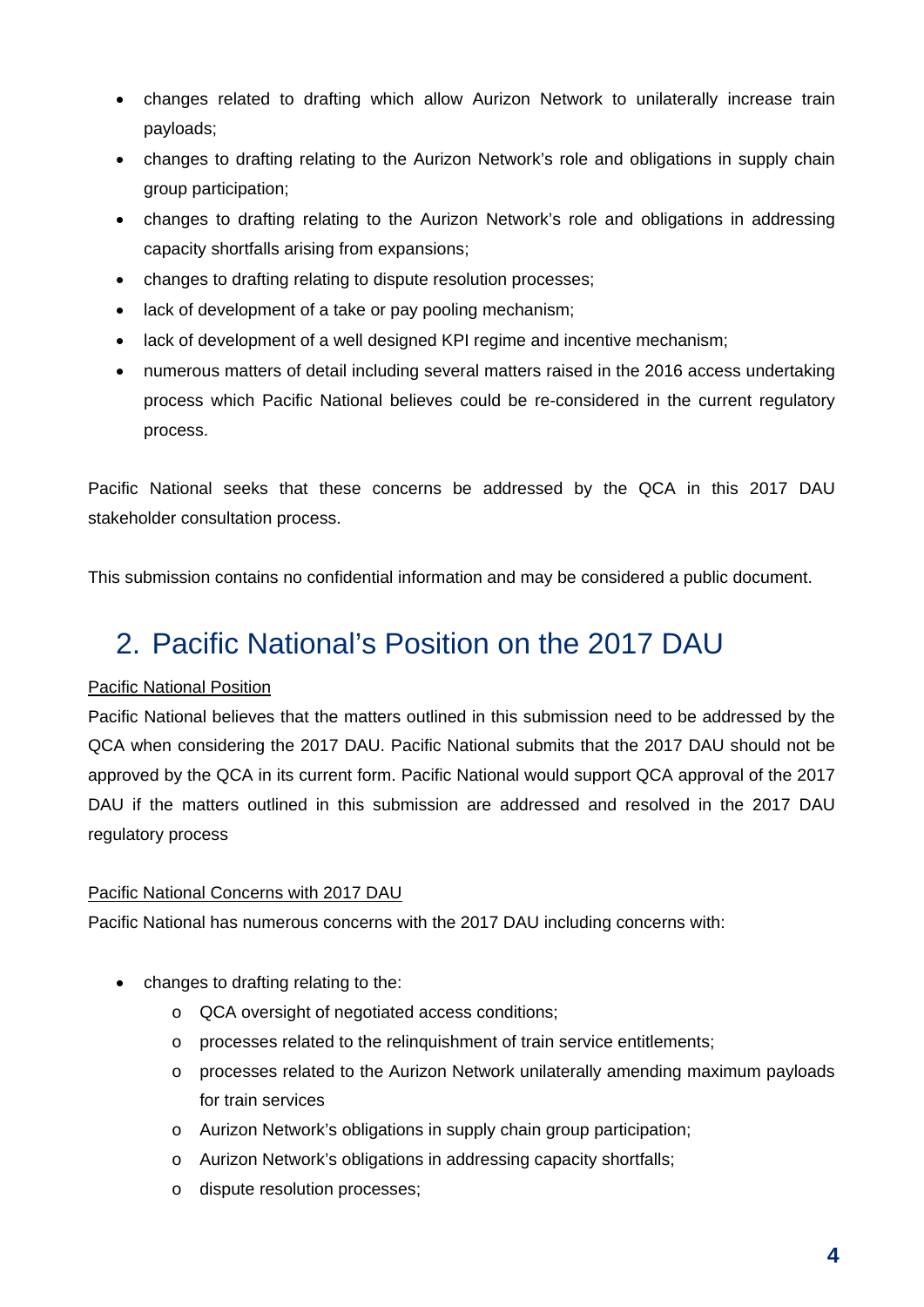- changes related to drafting which allow Aurizon Network to unilaterally increase train payloads;
- changes to drafting relating to the Aurizon Network's role and obligations in supply chain group participation;
- changes to drafting relating to the Aurizon Network's role and obligations in addressing capacity shortfalls arising from expansions;
- changes to drafting relating to dispute resolution processes;
- lack of development of a take or pay pooling mechanism;
- lack of development of a well designed KPI regime and incentive mechanism;
- numerous matters of detail including several matters raised in the 2016 access undertaking process which Pacific National believes could be re-considered in the current regulatory process.

Pacific National seeks that these concerns be addressed by the QCA in this 2017 DAU stakeholder consultation process.

This submission contains no confidential information and may be considered a public document.

# 2. Pacific National's Position on the 2017 DAU

Pacific National Position

Pacific National believes that the matters outlined in this submission need to be addressed by the QCA when considering the 2017 DAU. Pacific National submits that the 2017 DAU should not be approved by the QCA in its current form. Pacific National would support QCA approval of the 2017 DAU if the matters outlined in this submission are addressed and resolved in the 2017 DAU regulatory process

Pacific National Concerns with 2017 DAU

Pacific National has numerous concerns with the 2017 DAU including concerns with:

- changes to drafting relating to the:
  - QCA oversight of negotiated access conditions;
  - processes related to the relinquishment of train service entitlements;
  - processes related to the Aurizon Network unilaterally amending maximum payloads for train services
  - Aurizon Network's obligations in supply chain group participation;
  - Aurizon Network's obligations in addressing capacity shortfalls;
  - dispute resolution processes;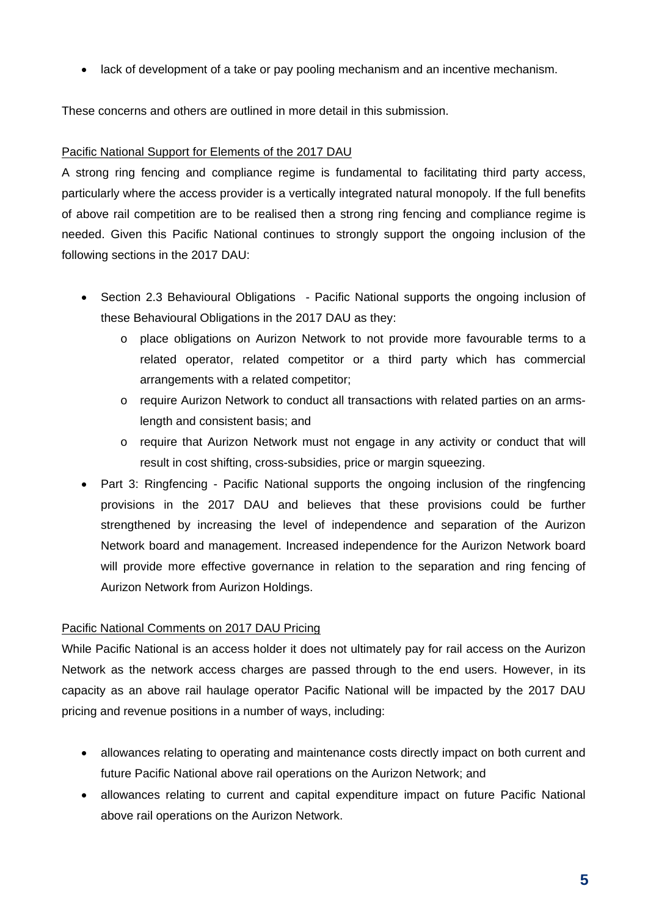- lack of development of a take or pay pooling mechanism and an incentive mechanism.

These concerns and others are outlined in more detail in this submission.

Pacific National Support for Elements of the 2017 DAU

A strong ring fencing and compliance regime is fundamental to facilitating third party access, particularly where the access provider is a vertically integrated natural monopoly. If the full benefits of above rail competition are to be realised then a strong ring fencing and compliance regime is needed. Given this Pacific National continues to strongly support the ongoing inclusion of the following sections in the 2017 DAU:

- Section 2.3 Behavioural Obligations - Pacific National supports the ongoing inclusion of these Behavioural Obligations in the 2017 DAU as they:
  - place obligations on Aurizon Network to not provide more favourable terms to a related operator, related competitor or a third party which has commercial arrangements with a related competitor;
  - require Aurizon Network to conduct all transactions with related parties on an arms-length and consistent basis; and
  - require that Aurizon Network must not engage in any activity or conduct that will result in cost shifting, cross-subsidies, price or margin squeezing.
- Part 3: Ringfencing - Pacific National supports the ongoing inclusion of the ringfencing provisions in the 2017 DAU and believes that these provisions could be further strengthened by increasing the level of independence and separation of the Aurizon Network board and management. Increased independence for the Aurizon Network board will provide more effective governance in relation to the separation and ring fencing of Aurizon Network from Aurizon Holdings.

Pacific National Comments on 2017 DAU Pricing

While Pacific National is an access holder it does not ultimately pay for rail access on the Aurizon Network as the network access charges are passed through to the end users. However, in its capacity as an above rail haulage operator Pacific National will be impacted by the 2017 DAU pricing and revenue positions in a number of ways, including:

- allowances relating to operating and maintenance costs directly impact on both current and future Pacific National above rail operations on the Aurizon Network; and
- allowances relating to current and capital expenditure impact on future Pacific National above rail operations on the Aurizon Network.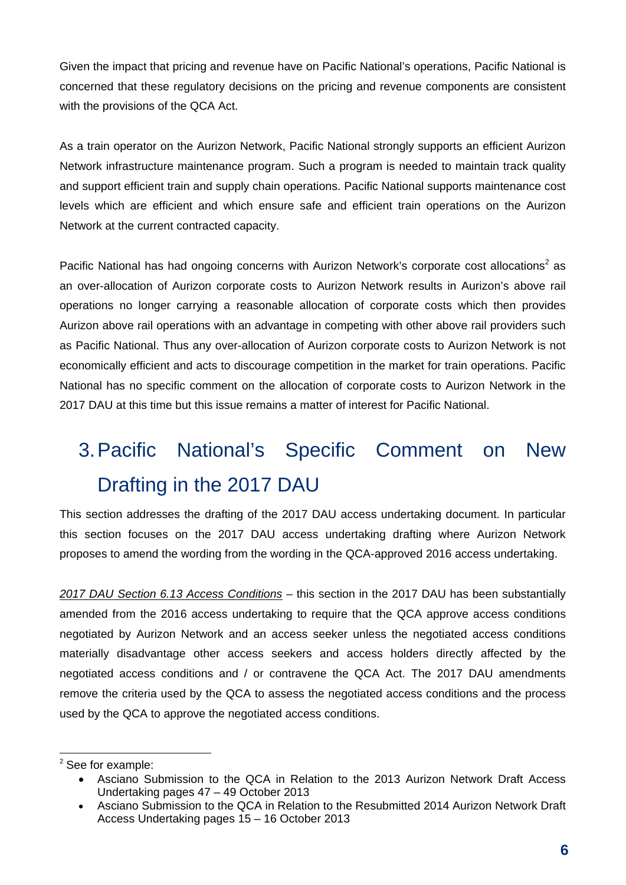Given the impact that pricing and revenue have on Pacific National's operations, Pacific National is concerned that these regulatory decisions on the pricing and revenue components are consistent with the provisions of the QCA Act.

As a train operator on the Aurizon Network, Pacific National strongly supports an efficient Aurizon Network infrastructure maintenance program. Such a program is needed to maintain track quality and support efficient train and supply chain operations. Pacific National supports maintenance cost levels which are efficient and which ensure safe and efficient train operations on the Aurizon Network at the current contracted capacity.

Pacific National has had ongoing concerns with Aurizon Network's corporate cost allocations[2] as an over-allocation of Aurizon corporate costs to Aurizon Network results in Aurizon's above rail operations no longer carrying a reasonable allocation of corporate costs which then provides Aurizon above rail operations with an advantage in competing with other above rail providers such as Pacific National. Thus any over-allocation of Aurizon corporate costs to Aurizon Network is not economically efficient and acts to discourage competition in the market for train operations. Pacific National has no specific comment on the allocation of corporate costs to Aurizon Network in the 2017 DAU at this time but this issue remains a matter of interest for Pacific National.

# 3. Pacific National's Specific Comment on New Drafting in the 2017 DAU

This section addresses the drafting of the 2017 DAU access undertaking document. In particular this section focuses on the 2017 DAU access undertaking drafting where Aurizon Network proposes to amend the wording from the wording in the QCA-approved 2016 access undertaking.

_2017 DAU Section 6.13 Access Conditions_ – this section in the 2017 DAU has been substantially amended from the 2016 access undertaking to require that the QCA approve access conditions negotiated by Aurizon Network and an access seeker unless the negotiated access conditions materially disadvantage other access seekers and access holders directly affected by the negotiated access conditions and / or contravene the QCA Act. The 2017 DAU amendments remove the criteria used by the QCA to assess the negotiated access conditions and the process used by the QCA to approve the negotiated access conditions.

---

[2] See for example:

- Asciano Submission to the QCA in Relation to the 2013 Aurizon Network Draft Access Undertaking pages 47 – 49 October 2013
- Asciano Submission to the QCA in Relation to the Resubmitted 2014 Aurizon Network Draft Access Undertaking pages 15 – 16 October 2013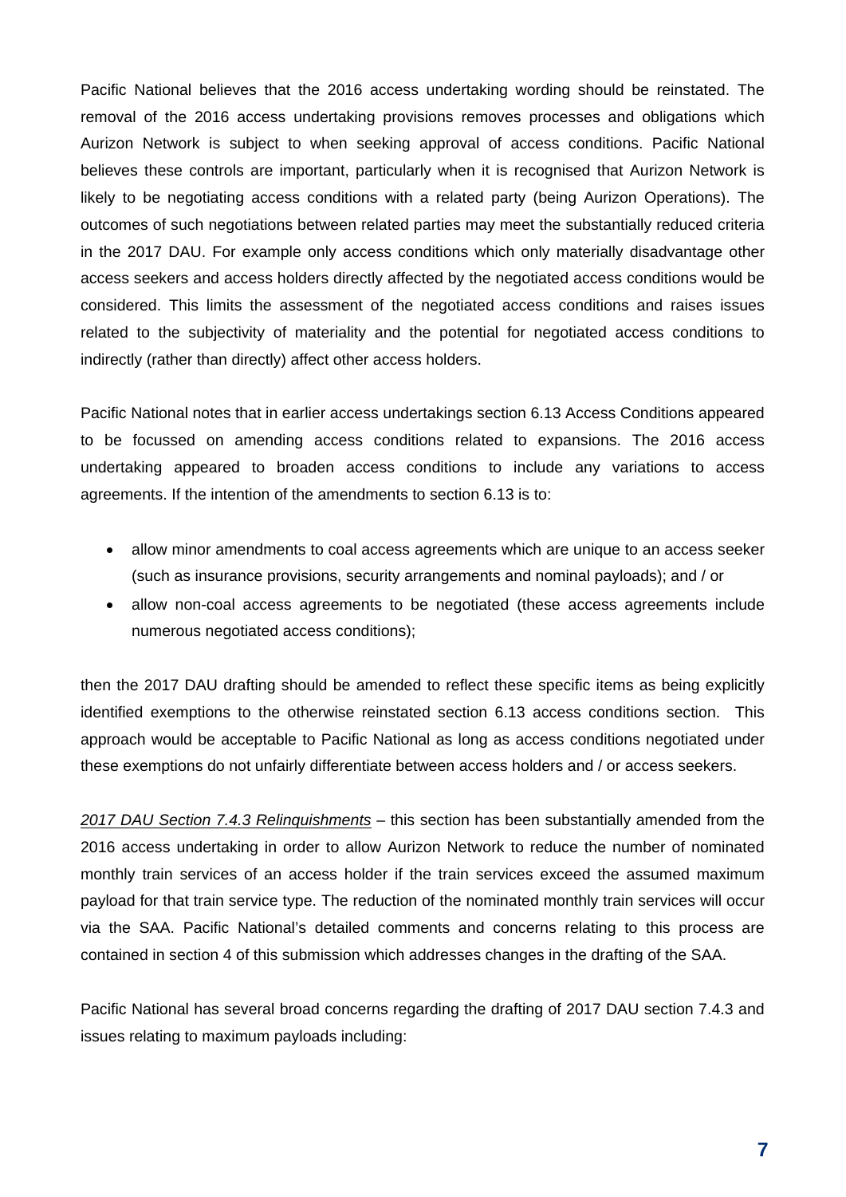Pacific National believes that the 2016 access undertaking wording should be reinstated. The removal of the 2016 access undertaking provisions removes processes and obligations which Aurizon Network is subject to when seeking approval of access conditions. Pacific National believes these controls are important, particularly when it is recognised that Aurizon Network is likely to be negotiating access conditions with a related party (being Aurizon Operations). The outcomes of such negotiations between related parties may meet the substantially reduced criteria in the 2017 DAU. For example only access conditions which only materially disadvantage other access seekers and access holders directly affected by the negotiated access conditions would be considered. This limits the assessment of the negotiated access conditions and raises issues related to the subjectivity of materiality and the potential for negotiated access conditions to indirectly (rather than directly) affect other access holders.

Pacific National notes that in earlier access undertakings section 6.13 Access Conditions appeared to be focussed on amending access conditions related to expansions. The 2016 access undertaking appeared to broaden access conditions to include any variations to access agreements. If the intention of the amendments to section 6.13 is to:

- allow minor amendments to coal access agreements which are unique to an access seeker (such as insurance provisions, security arrangements and nominal payloads); and / or
- allow non-coal access agreements to be negotiated (these access agreements include numerous negotiated access conditions);

then the 2017 DAU drafting should be amended to reflect these specific items as being explicitly identified exemptions to the otherwise reinstated section 6.13 access conditions section. This approach would be acceptable to Pacific National as long as access conditions negotiated under these exemptions do not unfairly differentiate between access holders and / or access seekers.

*2017 DAU Section 7.4.3 Relinquishments* – this section has been substantially amended from the 2016 access undertaking in order to allow Aurizon Network to reduce the number of nominated monthly train services of an access holder if the train services exceed the assumed maximum payload for that train service type. The reduction of the nominated monthly train services will occur via the SAA. Pacific National's detailed comments and concerns relating to this process are contained in section 4 of this submission which addresses changes in the drafting of the SAA.

Pacific National has several broad concerns regarding the drafting of 2017 DAU section 7.4.3 and issues relating to maximum payloads including: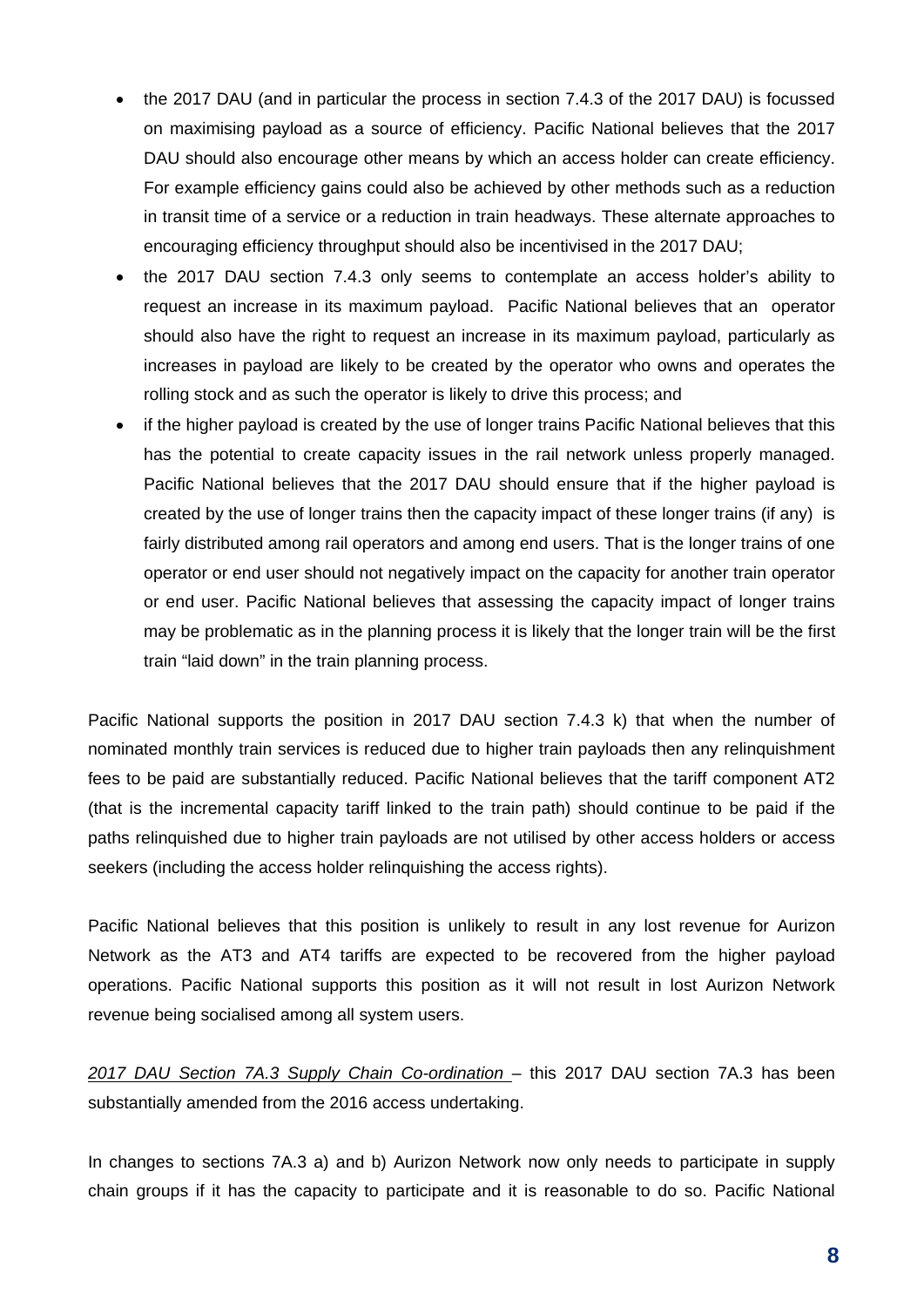- the 2017 DAU (and in particular the process in section 7.4.3 of the 2017 DAU) is focussed on maximising payload as a source of efficiency. Pacific National believes that the 2017 DAU should also encourage other means by which an access holder can create efficiency. For example efficiency gains could also be achieved by other methods such as a reduction in transit time of a service or a reduction in train headways. These alternate approaches to encouraging efficiency throughput should also be incentivised in the 2017 DAU;
- the 2017 DAU section 7.4.3 only seems to contemplate an access holder's ability to request an increase in its maximum payload. Pacific National believes that an operator should also have the right to request an increase in its maximum payload, particularly as increases in payload are likely to be created by the operator who owns and operates the rolling stock and as such the operator is likely to drive this process; and
- if the higher payload is created by the use of longer trains Pacific National believes that this has the potential to create capacity issues in the rail network unless properly managed. Pacific National believes that the 2017 DAU should ensure that if the higher payload is created by the use of longer trains then the capacity impact of these longer trains (if any) is fairly distributed among rail operators and among end users. That is the longer trains of one operator or end user should not negatively impact on the capacity for another train operator or end user. Pacific National believes that assessing the capacity impact of longer trains may be problematic as in the planning process it is likely that the longer train will be the first train "laid down" in the train planning process.

Pacific National supports the position in 2017 DAU section 7.4.3 k) that when the number of nominated monthly train services is reduced due to higher train payloads then any relinquishment fees to be paid are substantially reduced. Pacific National believes that the tariff component AT2 (that is the incremental capacity tariff linked to the train path) should continue to be paid if the paths relinquished due to higher train payloads are not utilised by other access holders or access seekers (including the access holder relinquishing the access rights).

Pacific National believes that this position is unlikely to result in any lost revenue for Aurizon Network as the AT3 and AT4 tariffs are expected to be recovered from the higher payload operations. Pacific National supports this position as it will not result in lost Aurizon Network revenue being socialised among all system users.

*2017 DAU Section 7A.3 Supply Chain Co-ordination* – this 2017 DAU section 7A.3 has been substantially amended from the 2016 access undertaking.

In changes to sections 7A.3 a) and b) Aurizon Network now only needs to participate in supply chain groups if it has the capacity to participate and it is reasonable to do so. Pacific National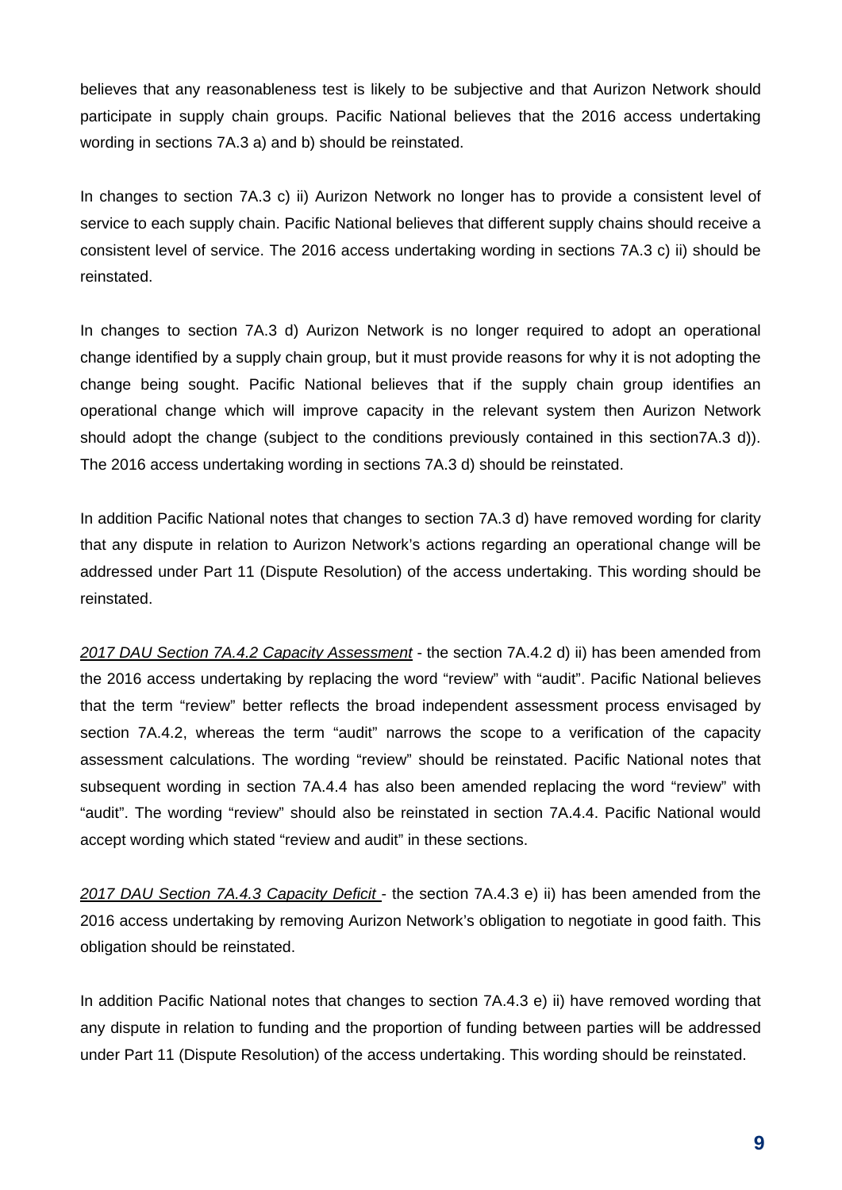believes that any reasonableness test is likely to be subjective and that Aurizon Network should participate in supply chain groups. Pacific National believes that the 2016 access undertaking wording in sections 7A.3 a) and b) should be reinstated.

In changes to section 7A.3 c) ii) Aurizon Network no longer has to provide a consistent level of service to each supply chain. Pacific National believes that different supply chains should receive a consistent level of service. The 2016 access undertaking wording in sections 7A.3 c) ii) should be reinstated.

In changes to section 7A.3 d) Aurizon Network is no longer required to adopt an operational change identified by a supply chain group, but it must provide reasons for why it is not adopting the change being sought. Pacific National believes that if the supply chain group identifies an operational change which will improve capacity in the relevant system then Aurizon Network should adopt the change (subject to the conditions previously contained in this section7A.3 d)). The 2016 access undertaking wording in sections 7A.3 d) should be reinstated.

In addition Pacific National notes that changes to section 7A.3 d) have removed wording for clarity that any dispute in relation to Aurizon Network's actions regarding an operational change will be addressed under Part 11 (Dispute Resolution) of the access undertaking. This wording should be reinstated.

*2017 DAU Section 7A.4.2 Capacity Assessment* - the section 7A.4.2 d) ii) has been amended from the 2016 access undertaking by replacing the word "review" with "audit". Pacific National believes that the term "review" better reflects the broad independent assessment process envisaged by section 7A.4.2, whereas the term "audit" narrows the scope to a verification of the capacity assessment calculations. The wording "review" should be reinstated. Pacific National notes that subsequent wording in section 7A.4.4 has also been amended replacing the word "review" with "audit". The wording "review" should also be reinstated in section 7A.4.4. Pacific National would accept wording which stated "review and audit" in these sections.

*2017 DAU Section 7A.4.3 Capacity Deficit* - the section 7A.4.3 e) ii) has been amended from the 2016 access undertaking by removing Aurizon Network's obligation to negotiate in good faith. This obligation should be reinstated.

In addition Pacific National notes that changes to section 7A.4.3 e) ii) have removed wording that any dispute in relation to funding and the proportion of funding between parties will be addressed under Part 11 (Dispute Resolution) of the access undertaking. This wording should be reinstated.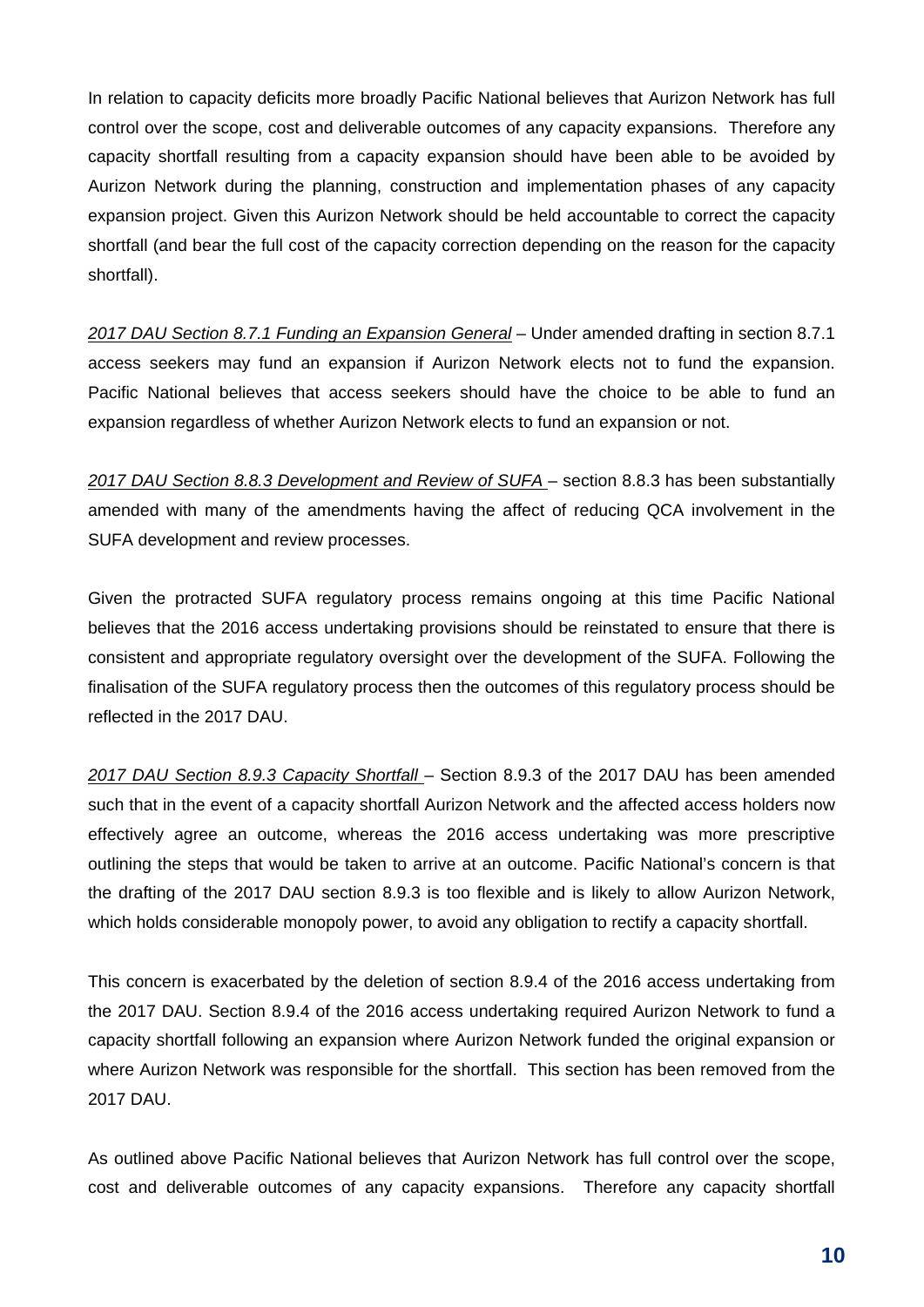In relation to capacity deficits more broadly Pacific National believes that Aurizon Network has full control over the scope, cost and deliverable outcomes of any capacity expansions. Therefore any capacity shortfall resulting from a capacity expansion should have been able to be avoided by Aurizon Network during the planning, construction and implementation phases of any capacity expansion project. Given this Aurizon Network should be held accountable to correct the capacity shortfall (and bear the full cost of the capacity correction depending on the reason for the capacity shortfall).

*2017 DAU Section 8.7.1 Funding an Expansion General* – Under amended drafting in section 8.7.1 access seekers may fund an expansion if Aurizon Network elects not to fund the expansion. Pacific National believes that access seekers should have the choice to be able to fund an expansion regardless of whether Aurizon Network elects to fund an expansion or not.

*2017 DAU Section 8.8.3 Development and Review of SUFA* – section 8.8.3 has been substantially amended with many of the amendments having the affect of reducing QCA involvement in the SUFA development and review processes.

Given the protracted SUFA regulatory process remains ongoing at this time Pacific National believes that the 2016 access undertaking provisions should be reinstated to ensure that there is consistent and appropriate regulatory oversight over the development of the SUFA. Following the finalisation of the SUFA regulatory process then the outcomes of this regulatory process should be reflected in the 2017 DAU.

*2017 DAU Section 8.9.3 Capacity Shortfall* – Section 8.9.3 of the 2017 DAU has been amended such that in the event of a capacity shortfall Aurizon Network and the affected access holders now effectively agree an outcome, whereas the 2016 access undertaking was more prescriptive outlining the steps that would be taken to arrive at an outcome. Pacific National's concern is that the drafting of the 2017 DAU section 8.9.3 is too flexible and is likely to allow Aurizon Network, which holds considerable monopoly power, to avoid any obligation to rectify a capacity shortfall.

This concern is exacerbated by the deletion of section 8.9.4 of the 2016 access undertaking from the 2017 DAU. Section 8.9.4 of the 2016 access undertaking required Aurizon Network to fund a capacity shortfall following an expansion where Aurizon Network funded the original expansion or where Aurizon Network was responsible for the shortfall. This section has been removed from the 2017 DAU.

As outlined above Pacific National believes that Aurizon Network has full control over the scope, cost and deliverable outcomes of any capacity expansions. Therefore any capacity shortfall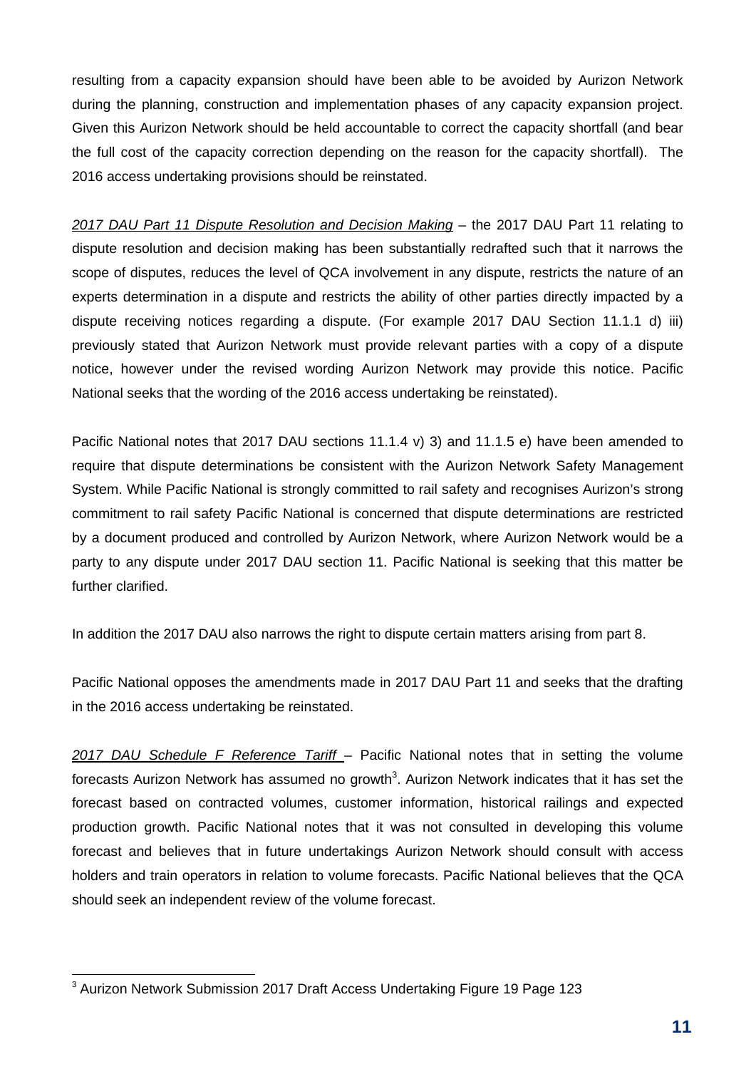resulting from a capacity expansion should have been able to be avoided by Aurizon Network during the planning, construction and implementation phases of any capacity expansion project. Given this Aurizon Network should be held accountable to correct the capacity shortfall (and bear the full cost of the capacity correction depending on the reason for the capacity shortfall). The 2016 access undertaking provisions should be reinstated.

*2017 DAU Part 11 Dispute Resolution and Decision Making* – the 2017 DAU Part 11 relating to dispute resolution and decision making has been substantially redrafted such that it narrows the scope of disputes, reduces the level of QCA involvement in any dispute, restricts the nature of an experts determination in a dispute and restricts the ability of other parties directly impacted by a dispute receiving notices regarding a dispute. (For example 2017 DAU Section 11.1.1 d) iii) previously stated that Aurizon Network must provide relevant parties with a copy of a dispute notice, however under the revised wording Aurizon Network may provide this notice. Pacific National seeks that the wording of the 2016 access undertaking be reinstated).

Pacific National notes that 2017 DAU sections 11.1.4 v) 3) and 11.1.5 e) have been amended to require that dispute determinations be consistent with the Aurizon Network Safety Management System. While Pacific National is strongly committed to rail safety and recognises Aurizon's strong commitment to rail safety Pacific National is concerned that dispute determinations are restricted by a document produced and controlled by Aurizon Network, where Aurizon Network would be a party to any dispute under 2017 DAU section 11. Pacific National is seeking that this matter be further clarified.

In addition the 2017 DAU also narrows the right to dispute certain matters arising from part 8.

Pacific National opposes the amendments made in 2017 DAU Part 11 and seeks that the drafting in the 2016 access undertaking be reinstated.

*2017 DAU Schedule F Reference Tariff* – Pacific National notes that in setting the volume forecasts Aurizon Network has assumed no growth[3]. Aurizon Network indicates that it has set the forecast based on contracted volumes, customer information, historical railings and expected production growth. Pacific National notes that it was not consulted in developing this volume forecast and believes that in future undertakings Aurizon Network should consult with access holders and train operators in relation to volume forecasts. Pacific National believes that the QCA should seek an independent review of the volume forecast.

---

[3] Aurizon Network Submission 2017 Draft Access Undertaking Figure 19 Page 123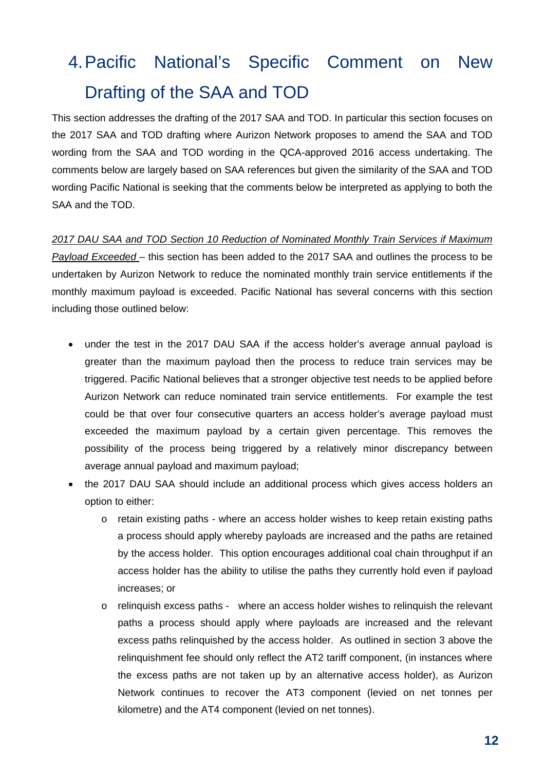# 4. Pacific National's Specific Comment on New Drafting of the SAA and TOD

This section addresses the drafting of the 2017 SAA and TOD. In particular this section focuses on the 2017 SAA and TOD drafting where Aurizon Network proposes to amend the SAA and TOD wording from the SAA and TOD wording in the QCA-approved 2016 access undertaking. The comments below are largely based on SAA references but given the similarity of the SAA and TOD wording Pacific National is seeking that the comments below be interpreted as applying to both the SAA and the TOD.

*2017 DAU SAA and TOD Section 10 Reduction of Nominated Monthly Train Services if Maximum Payload Exceeded* – this section has been added to the 2017 SAA and outlines the process to be undertaken by Aurizon Network to reduce the nominated monthly train service entitlements if the monthly maximum payload is exceeded. Pacific National has several concerns with this section including those outlined below:

- under the test in the 2017 DAU SAA if the access holder's average annual payload is greater than the maximum payload then the process to reduce train services may be triggered. Pacific National believes that a stronger objective test needs to be applied before Aurizon Network can reduce nominated train service entitlements. For example the test could be that over four consecutive quarters an access holder's average payload must exceeded the maximum payload by a certain given percentage. This removes the possibility of the process being triggered by a relatively minor discrepancy between average annual payload and maximum payload;
- the 2017 DAU SAA should include an additional process which gives access holders an option to either:
    - retain existing paths - where an access holder wishes to keep retain existing paths a process should apply whereby payloads are increased and the paths are retained by the access holder. This option encourages additional coal chain throughput if an access holder has the ability to utilise the paths they currently hold even if payload increases; or
    - relinquish excess paths - where an access holder wishes to relinquish the relevant paths a process should apply where payloads are increased and the relevant excess paths relinquished by the access holder. As outlined in section 3 above the relinquishment fee should only reflect the AT2 tariff component, (in instances where the excess paths are not taken up by an alternative access holder), as Aurizon Network continues to recover the AT3 component (levied on net tonnes per kilometre) and the AT4 component (levied on net tonnes).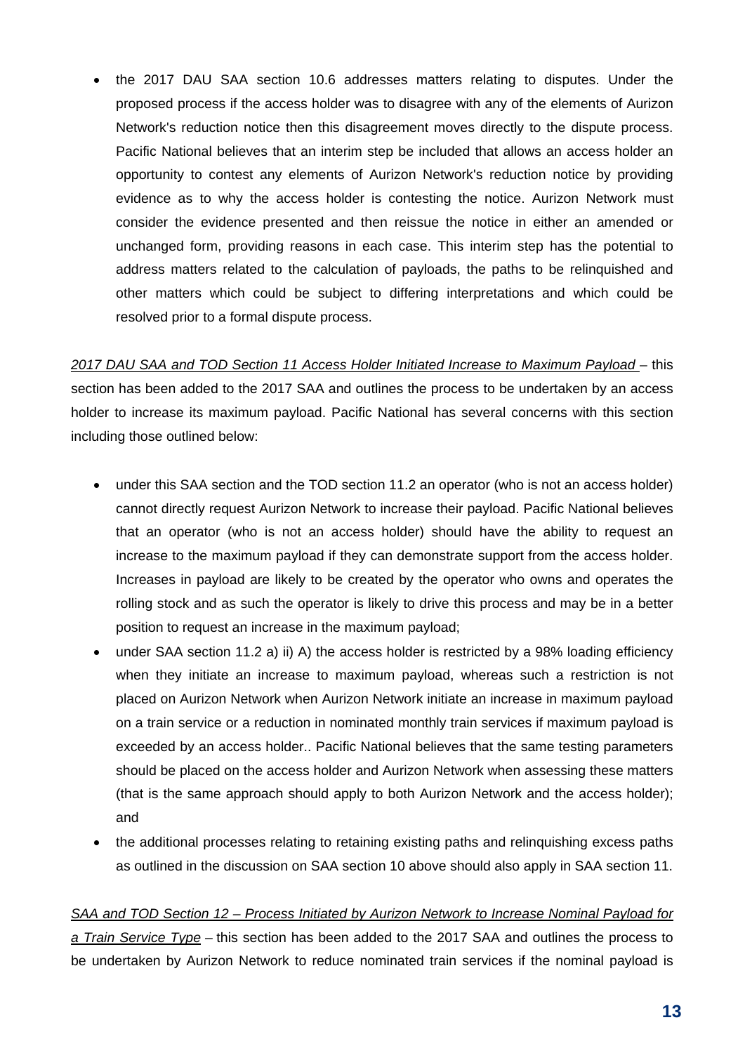- the 2017 DAU SAA section 10.6 addresses matters relating to disputes. Under the proposed process if the access holder was to disagree with any of the elements of Aurizon Network's reduction notice then this disagreement moves directly to the dispute process. Pacific National believes that an interim step be included that allows an access holder an opportunity to contest any elements of Aurizon Network's reduction notice by providing evidence as to why the access holder is contesting the notice. Aurizon Network must consider the evidence presented and then reissue the notice in either an amended or unchanged form, providing reasons in each case. This interim step has the potential to address matters related to the calculation of payloads, the paths to be relinquished and other matters which could be subject to differing interpretations and which could be resolved prior to a formal dispute process.

*2017 DAU SAA and TOD Section 11 Access Holder Initiated Increase to Maximum Payload* – this section has been added to the 2017 SAA and outlines the process to be undertaken by an access holder to increase its maximum payload. Pacific National has several concerns with this section including those outlined below:

- under this SAA section and the TOD section 11.2 an operator (who is not an access holder) cannot directly request Aurizon Network to increase their payload. Pacific National believes that an operator (who is not an access holder) should have the ability to request an increase to the maximum payload if they can demonstrate support from the access holder. Increases in payload are likely to be created by the operator who owns and operates the rolling stock and as such the operator is likely to drive this process and may be in a better position to request an increase in the maximum payload;
- under SAA section 11.2 a) ii) A) the access holder is restricted by a 98% loading efficiency when they initiate an increase to maximum payload, whereas such a restriction is not placed on Aurizon Network when Aurizon Network initiate an increase in maximum payload on a train service or a reduction in nominated monthly train services if maximum payload is exceeded by an access holder.. Pacific National believes that the same testing parameters should be placed on the access holder and Aurizon Network when assessing these matters (that is the same approach should apply to both Aurizon Network and the access holder); and
- the additional processes relating to retaining existing paths and relinquishing excess paths as outlined in the discussion on SAA section 10 above should also apply in SAA section 11.

*SAA and TOD Section 12 – Process Initiated by Aurizon Network to Increase Nominal Payload for a Train Service Type* – this section has been added to the 2017 SAA and outlines the process to be undertaken by Aurizon Network to reduce nominated train services if the nominal payload is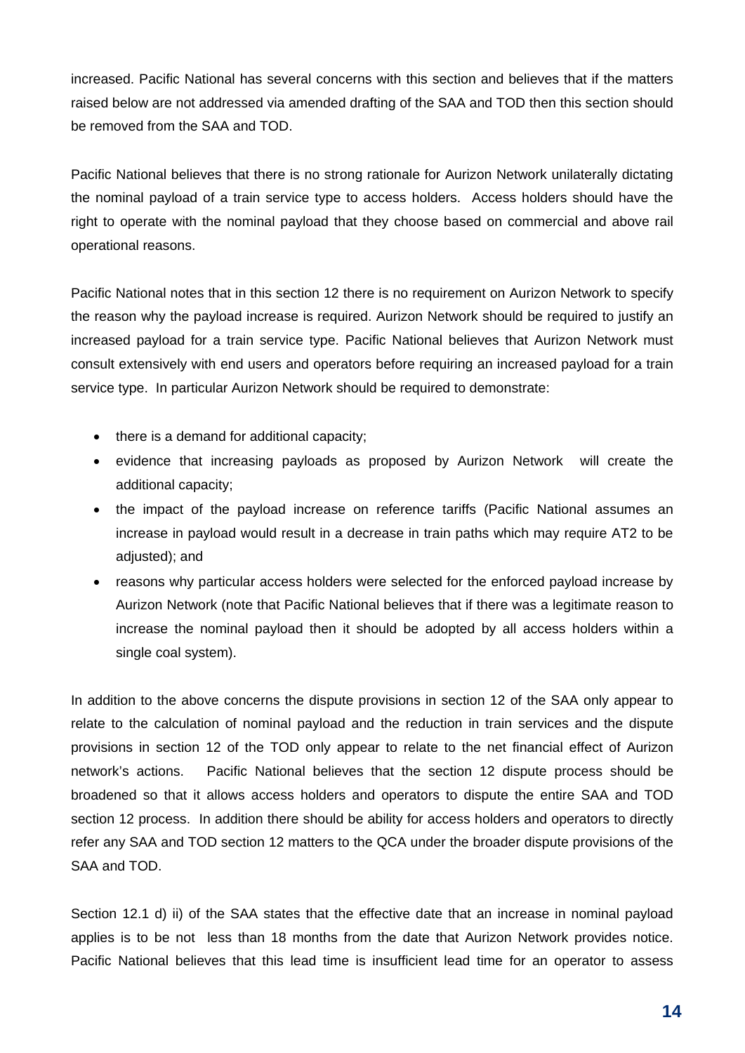increased. Pacific National has several concerns with this section and believes that if the matters raised below are not addressed via amended drafting of the SAA and TOD then this section should be removed from the SAA and TOD.

Pacific National believes that there is no strong rationale for Aurizon Network unilaterally dictating the nominal payload of a train service type to access holders. Access holders should have the right to operate with the nominal payload that they choose based on commercial and above rail operational reasons.

Pacific National notes that in this section 12 there is no requirement on Aurizon Network to specify the reason why the payload increase is required. Aurizon Network should be required to justify an increased payload for a train service type. Pacific National believes that Aurizon Network must consult extensively with end users and operators before requiring an increased payload for a train service type. In particular Aurizon Network should be required to demonstrate:

- there is a demand for additional capacity;
- evidence that increasing payloads as proposed by Aurizon Network will create the additional capacity;
- the impact of the payload increase on reference tariffs (Pacific National assumes an increase in payload would result in a decrease in train paths which may require AT2 to be adjusted); and
- reasons why particular access holders were selected for the enforced payload increase by Aurizon Network (note that Pacific National believes that if there was a legitimate reason to increase the nominal payload then it should be adopted by all access holders within a single coal system).

In addition to the above concerns the dispute provisions in section 12 of the SAA only appear to relate to the calculation of nominal payload and the reduction in train services and the dispute provisions in section 12 of the TOD only appear to relate to the net financial effect of Aurizon network's actions. Pacific National believes that the section 12 dispute process should be broadened so that it allows access holders and operators to dispute the entire SAA and TOD section 12 process. In addition there should be ability for access holders and operators to directly refer any SAA and TOD section 12 matters to the QCA under the broader dispute provisions of the SAA and TOD.

Section 12.1 d) ii) of the SAA states that the effective date that an increase in nominal payload applies is to be not less than 18 months from the date that Aurizon Network provides notice. Pacific National believes that this lead time is insufficient lead time for an operator to assess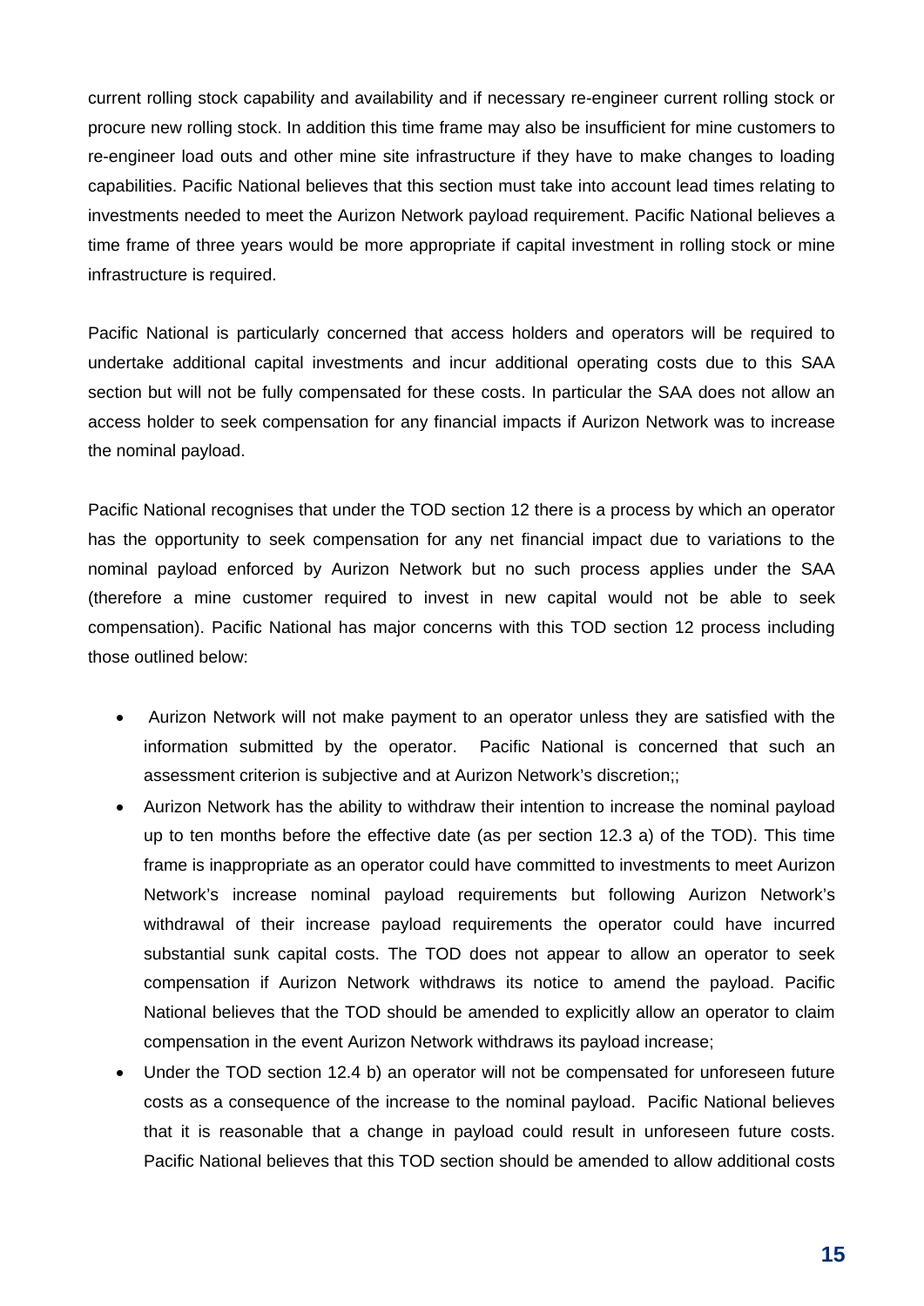current rolling stock capability and availability and if necessary re-engineer current rolling stock or procure new rolling stock. In addition this time frame may also be insufficient for mine customers to re-engineer load outs and other mine site infrastructure if they have to make changes to loading capabilities. Pacific National believes that this section must take into account lead times relating to investments needed to meet the Aurizon Network payload requirement. Pacific National believes a time frame of three years would be more appropriate if capital investment in rolling stock or mine infrastructure is required.

Pacific National is particularly concerned that access holders and operators will be required to undertake additional capital investments and incur additional operating costs due to this SAA section but will not be fully compensated for these costs. In particular the SAA does not allow an access holder to seek compensation for any financial impacts if Aurizon Network was to increase the nominal payload.

Pacific National recognises that under the TOD section 12 there is a process by which an operator has the opportunity to seek compensation for any net financial impact due to variations to the nominal payload enforced by Aurizon Network but no such process applies under the SAA (therefore a mine customer required to invest in new capital would not be able to seek compensation). Pacific National has major concerns with this TOD section 12 process including those outlined below:

- Aurizon Network will not make payment to an operator unless they are satisfied with the information submitted by the operator. Pacific National is concerned that such an assessment criterion is subjective and at Aurizon Network's discretion;;
- Aurizon Network has the ability to withdraw their intention to increase the nominal payload up to ten months before the effective date (as per section 12.3 a) of the TOD). This time frame is inappropriate as an operator could have committed to investments to meet Aurizon Network's increase nominal payload requirements but following Aurizon Network's withdrawal of their increase payload requirements the operator could have incurred substantial sunk capital costs. The TOD does not appear to allow an operator to seek compensation if Aurizon Network withdraws its notice to amend the payload. Pacific National believes that the TOD should be amended to explicitly allow an operator to claim compensation in the event Aurizon Network withdraws its payload increase;
- Under the TOD section 12.4 b) an operator will not be compensated for unforeseen future costs as a consequence of the increase to the nominal payload. Pacific National believes that it is reasonable that a change in payload could result in unforeseen future costs. Pacific National believes that this TOD section should be amended to allow additional costs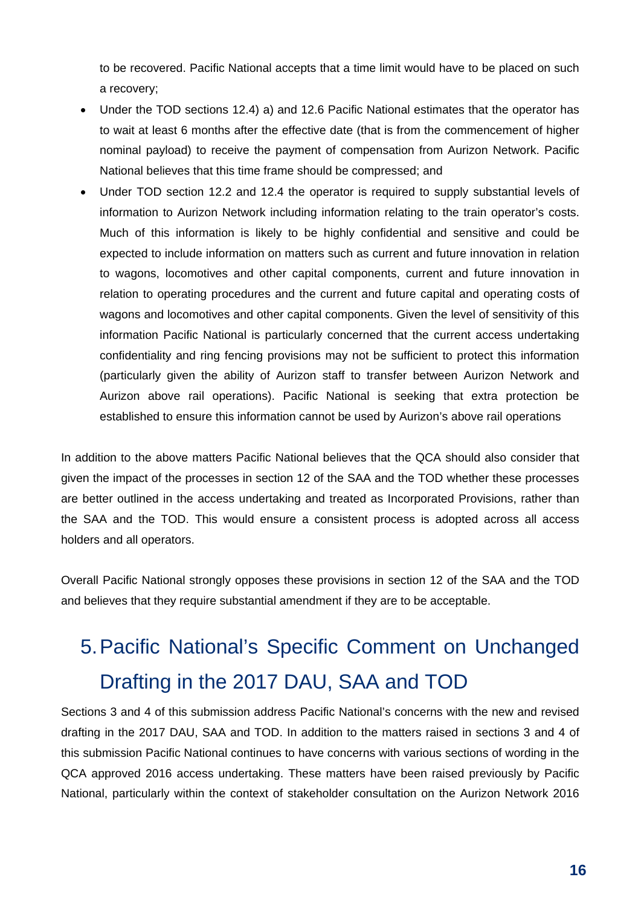to be recovered. Pacific National accepts that a time limit would have to be placed on such a recovery;

- Under the TOD sections 12.4) a) and 12.6 Pacific National estimates that the operator has to wait at least 6 months after the effective date (that is from the commencement of higher nominal payload) to receive the payment of compensation from Aurizon Network. Pacific National believes that this time frame should be compressed; and
- Under TOD section 12.2 and 12.4 the operator is required to supply substantial levels of information to Aurizon Network including information relating to the train operator's costs. Much of this information is likely to be highly confidential and sensitive and could be expected to include information on matters such as current and future innovation in relation to wagons, locomotives and other capital components, current and future innovation in relation to operating procedures and the current and future capital and operating costs of wagons and locomotives and other capital components. Given the level of sensitivity of this information Pacific National is particularly concerned that the current access undertaking confidentiality and ring fencing provisions may not be sufficient to protect this information (particularly given the ability of Aurizon staff to transfer between Aurizon Network and Aurizon above rail operations). Pacific National is seeking that extra protection be established to ensure this information cannot be used by Aurizon's above rail operations

In addition to the above matters Pacific National believes that the QCA should also consider that given the impact of the processes in section 12 of the SAA and the TOD whether these processes are better outlined in the access undertaking and treated as Incorporated Provisions, rather than the SAA and the TOD. This would ensure a consistent process is adopted across all access holders and all operators.

Overall Pacific National strongly opposes these provisions in section 12 of the SAA and the TOD and believes that they require substantial amendment if they are to be acceptable.

# 5. Pacific National's Specific Comment on Unchanged Drafting in the 2017 DAU, SAA and TOD

Sections 3 and 4 of this submission address Pacific National's concerns with the new and revised drafting in the 2017 DAU, SAA and TOD. In addition to the matters raised in sections 3 and 4 of this submission Pacific National continues to have concerns with various sections of wording in the QCA approved 2016 access undertaking. These matters have been raised previously by Pacific National, particularly within the context of stakeholder consultation on the Aurizon Network 2016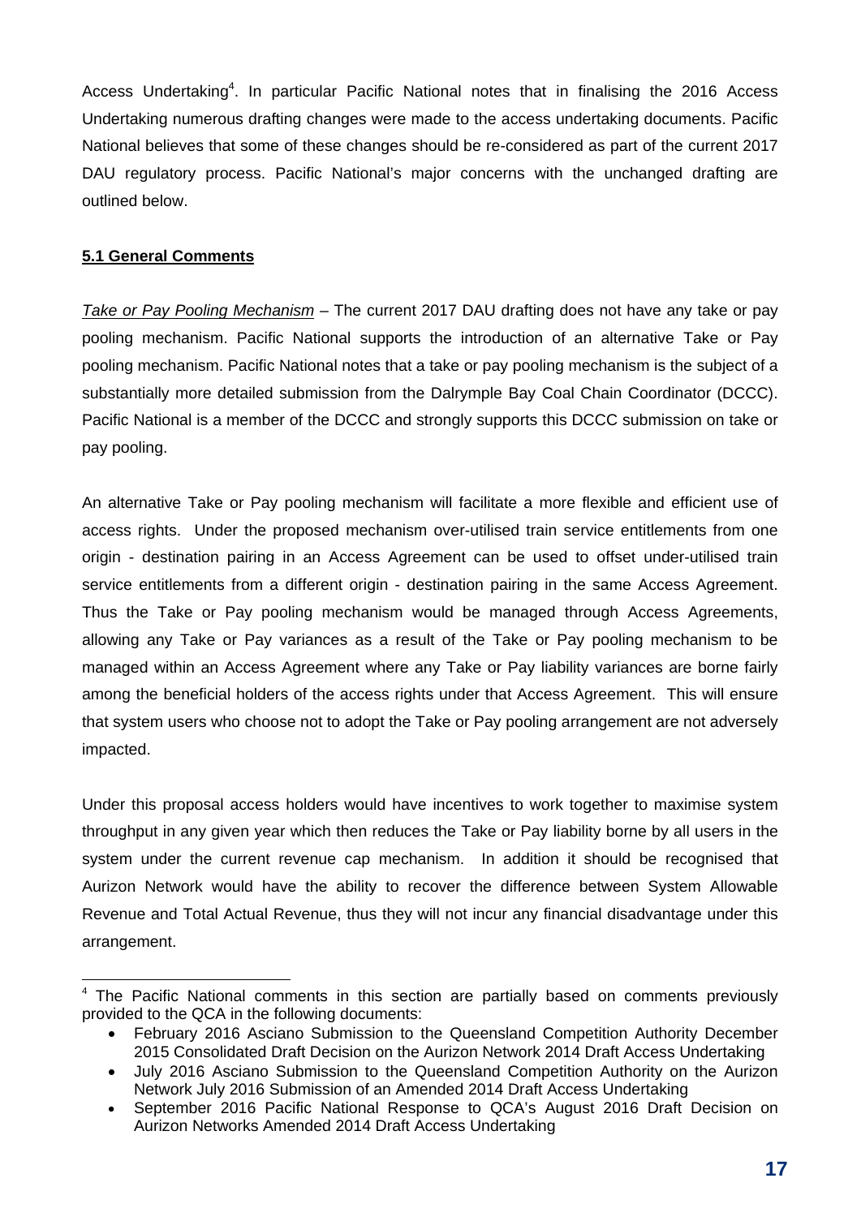Access Undertaking[4]. In particular Pacific National notes that in finalising the 2016 Access Undertaking numerous drafting changes were made to the access undertaking documents. Pacific National believes that some of these changes should be re-considered as part of the current 2017 DAU regulatory process. Pacific National's major concerns with the unchanged drafting are outlined below.

**5.1 General Comments**

*Take or Pay Pooling Mechanism* – The current 2017 DAU drafting does not have any take or pay pooling mechanism. Pacific National supports the introduction of an alternative Take or Pay pooling mechanism. Pacific National notes that a take or pay pooling mechanism is the subject of a substantially more detailed submission from the Dalrymple Bay Coal Chain Coordinator (DCCC). Pacific National is a member of the DCCC and strongly supports this DCCC submission on take or pay pooling.

An alternative Take or Pay pooling mechanism will facilitate a more flexible and efficient use of access rights. Under the proposed mechanism over-utilised train service entitlements from one origin - destination pairing in an Access Agreement can be used to offset under-utilised train service entitlements from a different origin - destination pairing in the same Access Agreement. Thus the Take or Pay pooling mechanism would be managed through Access Agreements, allowing any Take or Pay variances as a result of the Take or Pay pooling mechanism to be managed within an Access Agreement where any Take or Pay liability variances are borne fairly among the beneficial holders of the access rights under that Access Agreement. This will ensure that system users who choose not to adopt the Take or Pay pooling arrangement are not adversely impacted.

Under this proposal access holders would have incentives to work together to maximise system throughput in any given year which then reduces the Take or Pay liability borne by all users in the system under the current revenue cap mechanism. In addition it should be recognised that Aurizon Network would have the ability to recover the difference between System Allowable Revenue and Total Actual Revenue, thus they will not incur any financial disadvantage under this arrangement.

[4] The Pacific National comments in this section are partially based on comments previously provided to the QCA in the following documents:

- February 2016 Asciano Submission to the Queensland Competition Authority December 2015 Consolidated Draft Decision on the Aurizon Network 2014 Draft Access Undertaking
- July 2016 Asciano Submission to the Queensland Competition Authority on the Aurizon Network July 2016 Submission of an Amended 2014 Draft Access Undertaking
- September 2016 Pacific National Response to QCA's August 2016 Draft Decision on Aurizon Networks Amended 2014 Draft Access Undertaking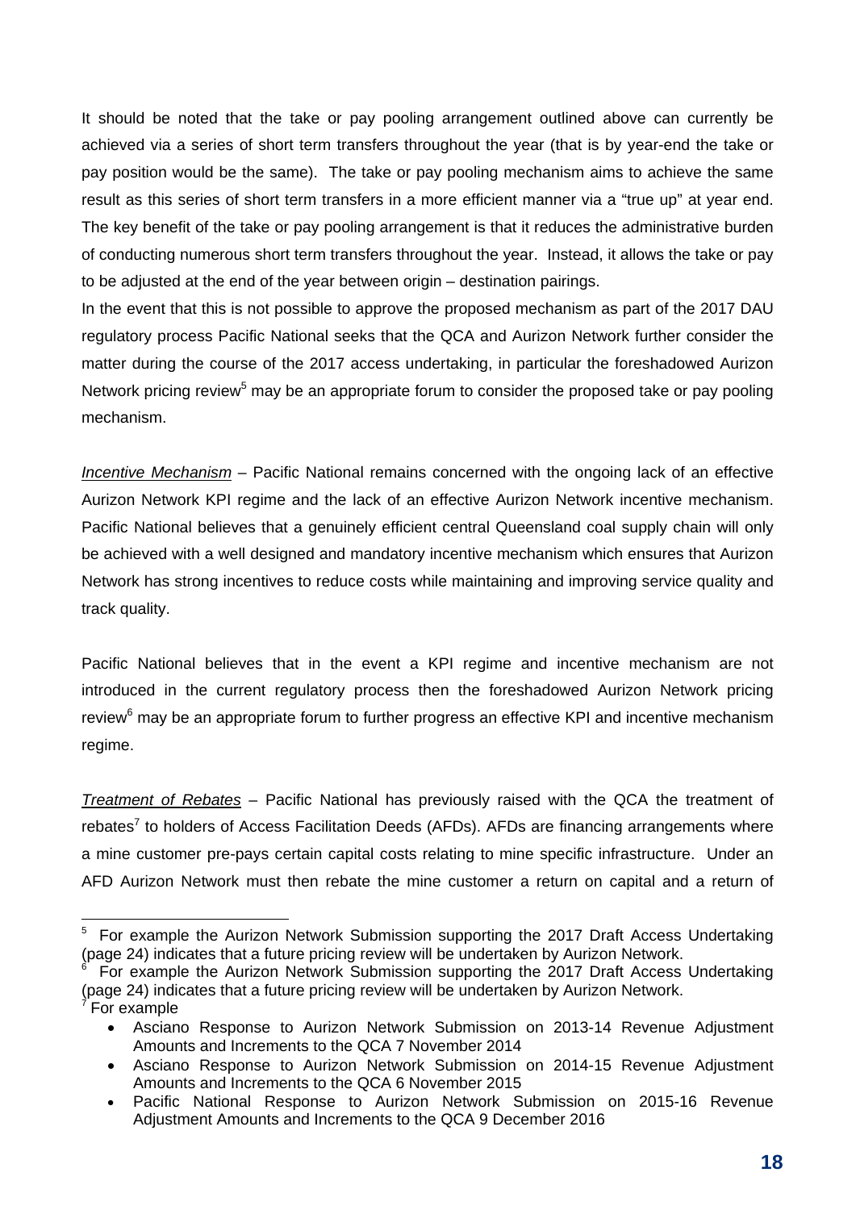It should be noted that the take or pay pooling arrangement outlined above can currently be achieved via a series of short term transfers throughout the year (that is by year-end the take or pay position would be the same). The take or pay pooling mechanism aims to achieve the same result as this series of short term transfers in a more efficient manner via a "true up" at year end. The key benefit of the take or pay pooling arrangement is that it reduces the administrative burden of conducting numerous short term transfers throughout the year. Instead, it allows the take or pay to be adjusted at the end of the year between origin – destination pairings.

In the event that this is not possible to approve the proposed mechanism as part of the 2017 DAU regulatory process Pacific National seeks that the QCA and Aurizon Network further consider the matter during the course of the 2017 access undertaking, in particular the foreshadowed Aurizon Network pricing review[5] may be an appropriate forum to consider the proposed take or pay pooling mechanism.

*Incentive Mechanism* – Pacific National remains concerned with the ongoing lack of an effective Aurizon Network KPI regime and the lack of an effective Aurizon Network incentive mechanism. Pacific National believes that a genuinely efficient central Queensland coal supply chain will only be achieved with a well designed and mandatory incentive mechanism which ensures that Aurizon Network has strong incentives to reduce costs while maintaining and improving service quality and track quality.

Pacific National believes that in the event a KPI regime and incentive mechanism are not introduced in the current regulatory process then the foreshadowed Aurizon Network pricing review[6] may be an appropriate forum to further progress an effective KPI and incentive mechanism regime.

*Treatment of Rebates* – Pacific National has previously raised with the QCA the treatment of rebates[7] to holders of Access Facilitation Deeds (AFDs). AFDs are financing arrangements where a mine customer pre-pays certain capital costs relating to mine specific infrastructure. Under an AFD Aurizon Network must then rebate the mine customer a return on capital and a return of

---

[5] For example the Aurizon Network Submission supporting the 2017 Draft Access Undertaking (page 24) indicates that a future pricing review will be undertaken by Aurizon Network.

[6] For example the Aurizon Network Submission supporting the 2017 Draft Access Undertaking (page 24) indicates that a future pricing review will be undertaken by Aurizon Network.

[7] For example

- Asciano Response to Aurizon Network Submission on 2013-14 Revenue Adjustment Amounts and Increments to the QCA 7 November 2014
- Asciano Response to Aurizon Network Submission on 2014-15 Revenue Adjustment Amounts and Increments to the QCA 6 November 2015
- Pacific National Response to Aurizon Network Submission on 2015-16 Revenue Adjustment Amounts and Increments to the QCA 9 December 2016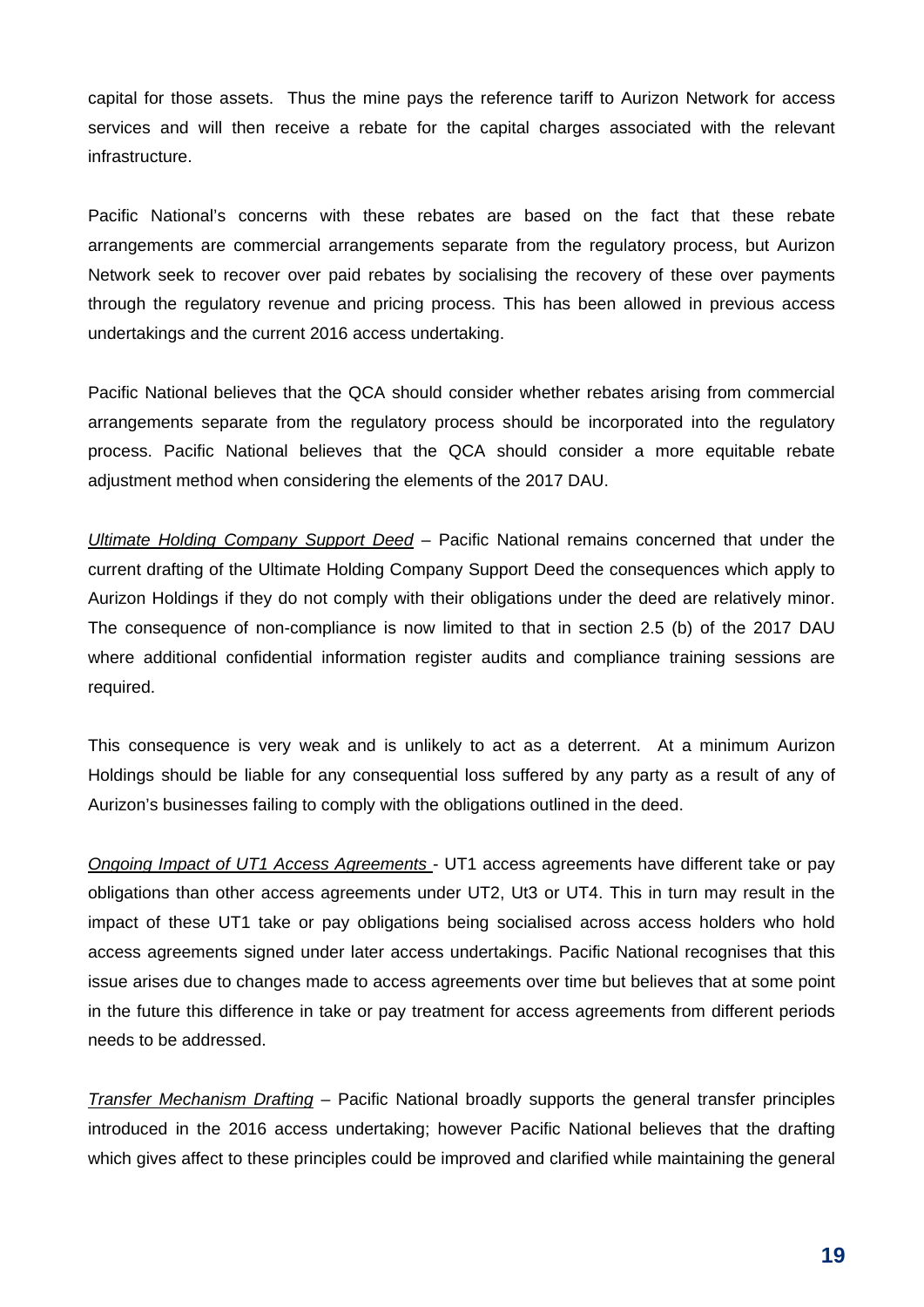capital for those assets. Thus the mine pays the reference tariff to Aurizon Network for access services and will then receive a rebate for the capital charges associated with the relevant infrastructure.

Pacific National's concerns with these rebates are based on the fact that these rebate arrangements are commercial arrangements separate from the regulatory process, but Aurizon Network seek to recover over paid rebates by socialising the recovery of these over payments through the regulatory revenue and pricing process. This has been allowed in previous access undertakings and the current 2016 access undertaking.

Pacific National believes that the QCA should consider whether rebates arising from commercial arrangements separate from the regulatory process should be incorporated into the regulatory process. Pacific National believes that the QCA should consider a more equitable rebate adjustment method when considering the elements of the 2017 DAU.

*Ultimate Holding Company Support Deed* – Pacific National remains concerned that under the current drafting of the Ultimate Holding Company Support Deed the consequences which apply to Aurizon Holdings if they do not comply with their obligations under the deed are relatively minor. The consequence of non-compliance is now limited to that in section 2.5 (b) of the 2017 DAU where additional confidential information register audits and compliance training sessions are required.

This consequence is very weak and is unlikely to act as a deterrent. At a minimum Aurizon Holdings should be liable for any consequential loss suffered by any party as a result of any of Aurizon's businesses failing to comply with the obligations outlined in the deed.

*Ongoing Impact of UT1 Access Agreements* - UT1 access agreements have different take or pay obligations than other access agreements under UT2, Ut3 or UT4. This in turn may result in the impact of these UT1 take or pay obligations being socialised across access holders who hold access agreements signed under later access undertakings. Pacific National recognises that this issue arises due to changes made to access agreements over time but believes that at some point in the future this difference in take or pay treatment for access agreements from different periods needs to be addressed.

*Transfer Mechanism Drafting* – Pacific National broadly supports the general transfer principles introduced in the 2016 access undertaking; however Pacific National believes that the drafting which gives affect to these principles could be improved and clarified while maintaining the general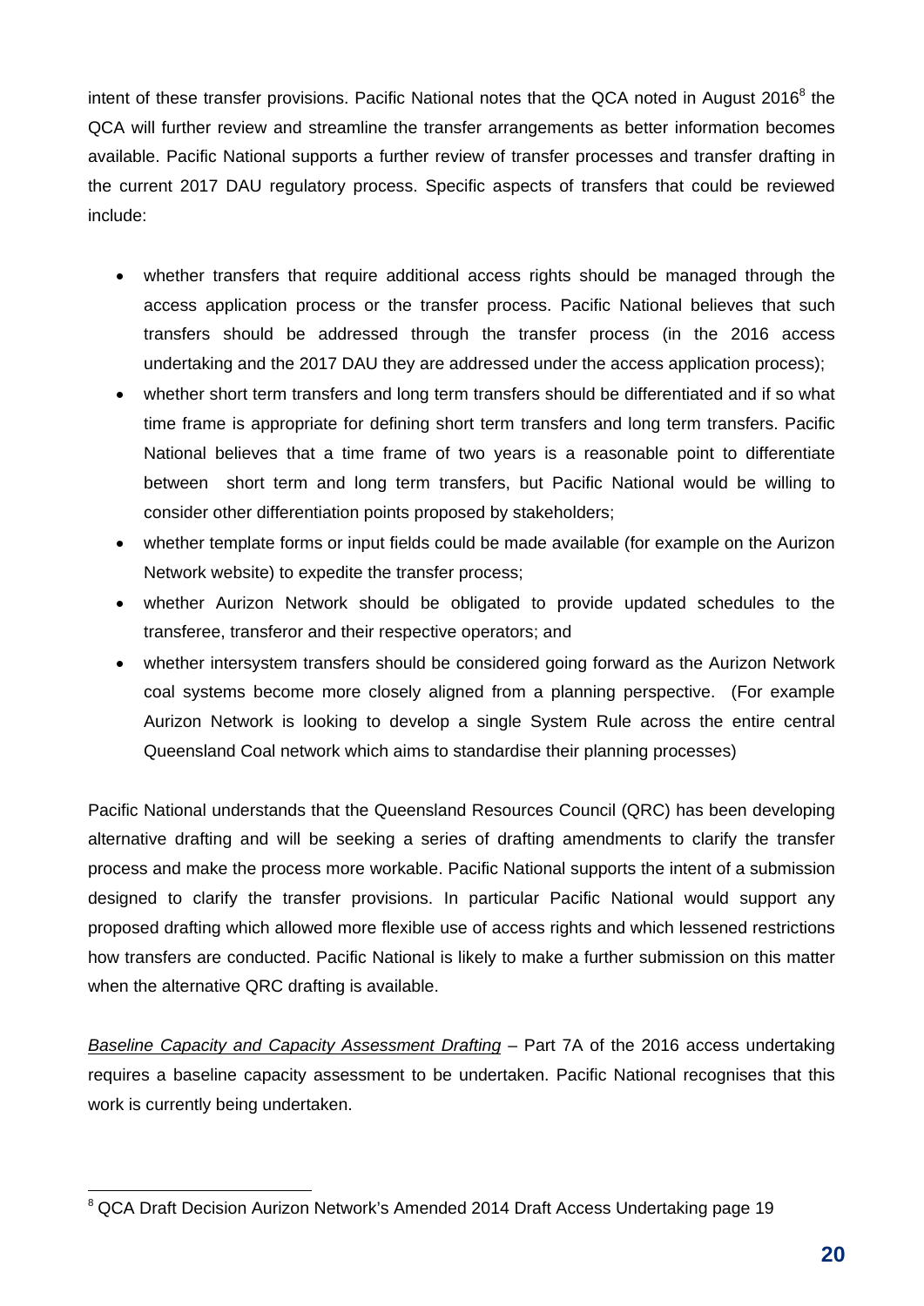intent of these transfer provisions. Pacific National notes that the QCA noted in August 2016[8] the QCA will further review and streamline the transfer arrangements as better information becomes available. Pacific National supports a further review of transfer processes and transfer drafting in the current 2017 DAU regulatory process. Specific aspects of transfers that could be reviewed include:

- whether transfers that require additional access rights should be managed through the access application process or the transfer process. Pacific National believes that such transfers should be addressed through the transfer process (in the 2016 access undertaking and the 2017 DAU they are addressed under the access application process);
- whether short term transfers and long term transfers should be differentiated and if so what time frame is appropriate for defining short term transfers and long term transfers. Pacific National believes that a time frame of two years is a reasonable point to differentiate between short term and long term transfers, but Pacific National would be willing to consider other differentiation points proposed by stakeholders;
- whether template forms or input fields could be made available (for example on the Aurizon Network website) to expedite the transfer process;
- whether Aurizon Network should be obligated to provide updated schedules to the transferee, transferor and their respective operators; and
- whether intersystem transfers should be considered going forward as the Aurizon Network coal systems become more closely aligned from a planning perspective. (For example Aurizon Network is looking to develop a single System Rule across the entire central Queensland Coal network which aims to standardise their planning processes)

Pacific National understands that the Queensland Resources Council (QRC) has been developing alternative drafting and will be seeking a series of drafting amendments to clarify the transfer process and make the process more workable. Pacific National supports the intent of a submission designed to clarify the transfer provisions. In particular Pacific National would support any proposed drafting which allowed more flexible use of access rights and which lessened restrictions how transfers are conducted. Pacific National is likely to make a further submission on this matter when the alternative QRC drafting is available.

*Baseline Capacity and Capacity Assessment Drafting* – Part 7A of the 2016 access undertaking requires a baseline capacity assessment to be undertaken. Pacific National recognises that this work is currently being undertaken.

---

[8] QCA Draft Decision Aurizon Network's Amended 2014 Draft Access Undertaking page 19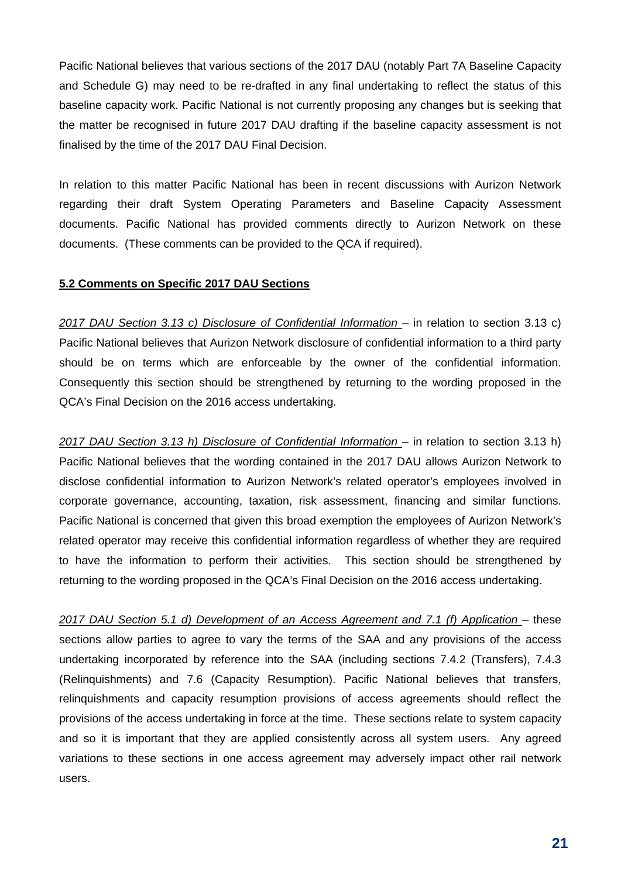Pacific National believes that various sections of the 2017 DAU (notably Part 7A Baseline Capacity and Schedule G) may need to be re-drafted in any final undertaking to reflect the status of this baseline capacity work. Pacific National is not currently proposing any changes but is seeking that the matter be recognised in future 2017 DAU drafting if the baseline capacity assessment is not finalised by the time of the 2017 DAU Final Decision.

In relation to this matter Pacific National has been in recent discussions with Aurizon Network regarding their draft System Operating Parameters and Baseline Capacity Assessment documents. Pacific National has provided comments directly to Aurizon Network on these documents. (These comments can be provided to the QCA if required).

### 5.2 Comments on Specific 2017 DAU Sections

*2017 DAU Section 3.13 c) Disclosure of Confidential Information* – in relation to section 3.13 c) Pacific National believes that Aurizon Network disclosure of confidential information to a third party should be on terms which are enforceable by the owner of the confidential information. Consequently this section should be strengthened by returning to the wording proposed in the QCA's Final Decision on the 2016 access undertaking.

*2017 DAU Section 3.13 h) Disclosure of Confidential Information* – in relation to section 3.13 h) Pacific National believes that the wording contained in the 2017 DAU allows Aurizon Network to disclose confidential information to Aurizon Network's related operator's employees involved in corporate governance, accounting, taxation, risk assessment, financing and similar functions. Pacific National is concerned that given this broad exemption the employees of Aurizon Network's related operator may receive this confidential information regardless of whether they are required to have the information to perform their activities. This section should be strengthened by returning to the wording proposed in the QCA's Final Decision on the 2016 access undertaking.

*2017 DAU Section 5.1 d) Development of an Access Agreement and 7.1 (f) Application* – these sections allow parties to agree to vary the terms of the SAA and any provisions of the access undertaking incorporated by reference into the SAA (including sections 7.4.2 (Transfers), 7.4.3 (Relinquishments) and 7.6 (Capacity Resumption). Pacific National believes that transfers, relinquishments and capacity resumption provisions of access agreements should reflect the provisions of the access undertaking in force at the time. These sections relate to system capacity and so it is important that they are applied consistently across all system users. Any agreed variations to these sections in one access agreement may adversely impact other rail network users.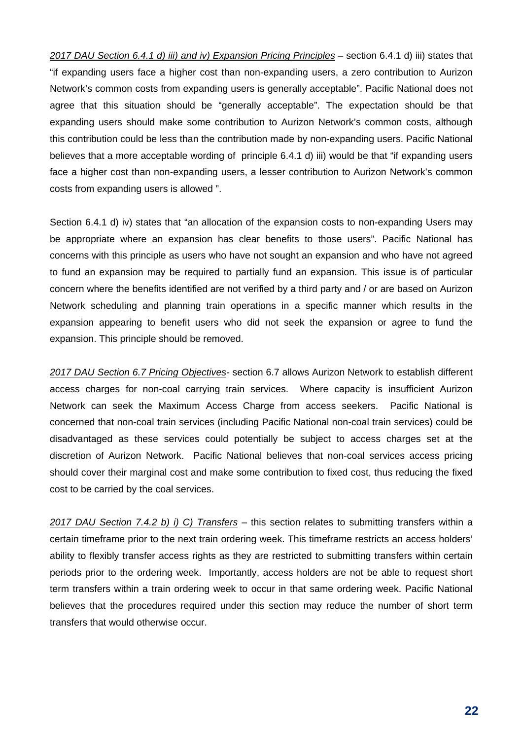*2017 DAU Section 6.4.1 d) iii) and iv) Expansion Pricing Principles* – section 6.4.1 d) iii) states that "if expanding users face a higher cost than non-expanding users, a zero contribution to Aurizon Network's common costs from expanding users is generally acceptable". Pacific National does not agree that this situation should be "generally acceptable". The expectation should be that expanding users should make some contribution to Aurizon Network's common costs, although this contribution could be less than the contribution made by non-expanding users. Pacific National believes that a more acceptable wording of principle 6.4.1 d) iii) would be that "if expanding users face a higher cost than non-expanding users, a lesser contribution to Aurizon Network's common costs from expanding users is allowed ".

Section 6.4.1 d) iv) states that "an allocation of the expansion costs to non-expanding Users may be appropriate where an expansion has clear benefits to those users". Pacific National has concerns with this principle as users who have not sought an expansion and who have not agreed to fund an expansion may be required to partially fund an expansion. This issue is of particular concern where the benefits identified are not verified by a third party and / or are based on Aurizon Network scheduling and planning train operations in a specific manner which results in the expansion appearing to benefit users who did not seek the expansion or agree to fund the expansion. This principle should be removed.

*2017 DAU Section 6.7 Pricing Objectives*- section 6.7 allows Aurizon Network to establish different access charges for non-coal carrying train services. Where capacity is insufficient Aurizon Network can seek the Maximum Access Charge from access seekers. Pacific National is concerned that non-coal train services (including Pacific National non-coal train services) could be disadvantaged as these services could potentially be subject to access charges set at the discretion of Aurizon Network. Pacific National believes that non-coal services access pricing should cover their marginal cost and make some contribution to fixed cost, thus reducing the fixed cost to be carried by the coal services.

*2017 DAU Section 7.4.2 b) i) C) Transfers* – this section relates to submitting transfers within a certain timeframe prior to the next train ordering week. This timeframe restricts an access holders' ability to flexibly transfer access rights as they are restricted to submitting transfers within certain periods prior to the ordering week. Importantly, access holders are not be able to request short term transfers within a train ordering week to occur in that same ordering week. Pacific National believes that the procedures required under this section may reduce the number of short term transfers that would otherwise occur.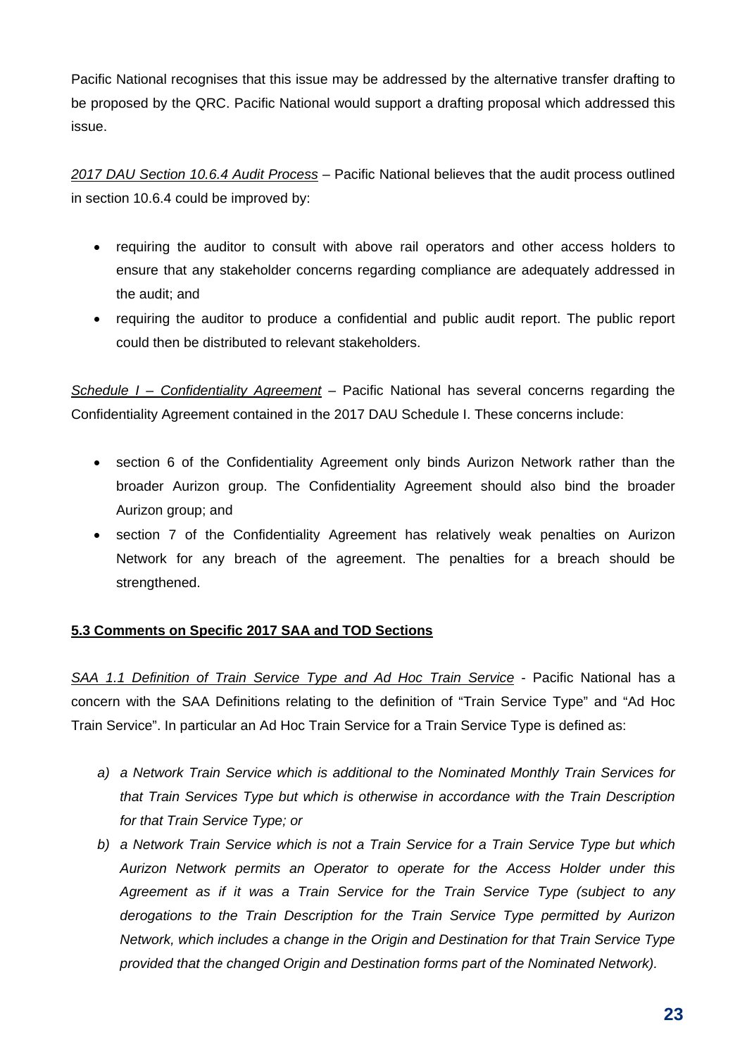Pacific National recognises that this issue may be addressed by the alternative transfer drafting to be proposed by the QRC. Pacific National would support a drafting proposal which addressed this issue.

*2017 DAU Section 10.6.4 Audit Process* – Pacific National believes that the audit process outlined in section 10.6.4 could be improved by:

- requiring the auditor to consult with above rail operators and other access holders to ensure that any stakeholder concerns regarding compliance are adequately addressed in the audit; and
- requiring the auditor to produce a confidential and public audit report. The public report could then be distributed to relevant stakeholders.

*Schedule I – Confidentiality Agreement* – Pacific National has several concerns regarding the Confidentiality Agreement contained in the 2017 DAU Schedule I. These concerns include:

- section 6 of the Confidentiality Agreement only binds Aurizon Network rather than the broader Aurizon group. The Confidentiality Agreement should also bind the broader Aurizon group; and
- section 7 of the Confidentiality Agreement has relatively weak penalties on Aurizon Network for any breach of the agreement. The penalties for a breach should be strengthened.

**5.3 Comments on Specific 2017 SAA and TOD Sections**

*SAA 1.1 Definition of Train Service Type and Ad Hoc Train Service* - Pacific National has a concern with the SAA Definitions relating to the definition of "Train Service Type" and "Ad Hoc Train Service". In particular an Ad Hoc Train Service for a Train Service Type is defined as:

a) *a Network Train Service which is additional to the Nominated Monthly Train Services for that Train Services Type but which is otherwise in accordance with the Train Description for that Train Service Type; or*
b) *a Network Train Service which is not a Train Service for a Train Service Type but which Aurizon Network permits an Operator to operate for the Access Holder under this Agreement as if it was a Train Service for the Train Service Type (subject to any derogations to the Train Description for the Train Service Type permitted by Aurizon Network, which includes a change in the Origin and Destination for that Train Service Type provided that the changed Origin and Destination forms part of the Nominated Network).*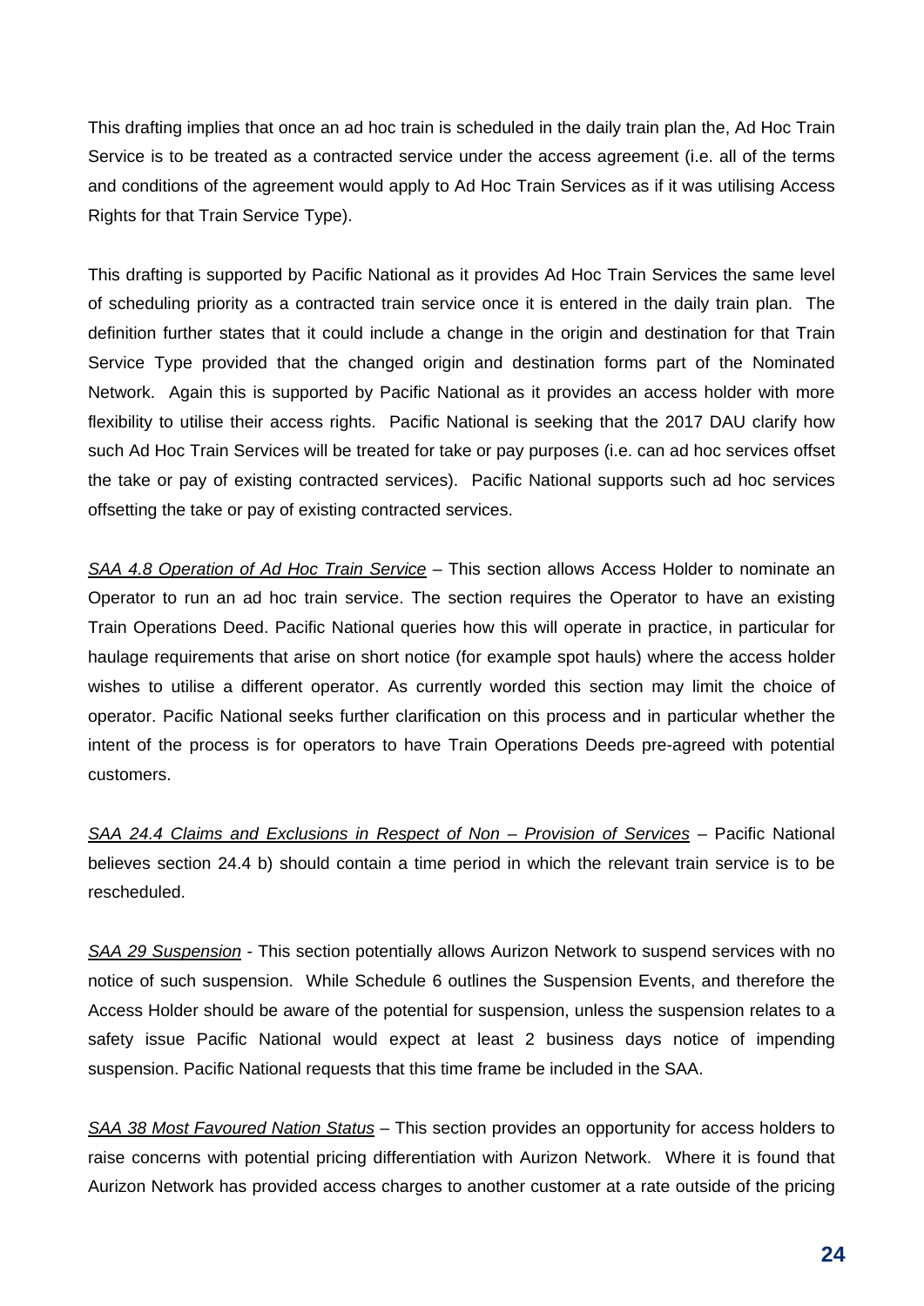This drafting implies that once an ad hoc train is scheduled in the daily train plan the, Ad Hoc Train Service is to be treated as a contracted service under the access agreement (i.e. all of the terms and conditions of the agreement would apply to Ad Hoc Train Services as if it was utilising Access Rights for that Train Service Type).

This drafting is supported by Pacific National as it provides Ad Hoc Train Services the same level of scheduling priority as a contracted train service once it is entered in the daily train plan. The definition further states that it could include a change in the origin and destination for that Train Service Type provided that the changed origin and destination forms part of the Nominated Network. Again this is supported by Pacific National as it provides an access holder with more flexibility to utilise their access rights. Pacific National is seeking that the 2017 DAU clarify how such Ad Hoc Train Services will be treated for take or pay purposes (i.e. can ad hoc services offset the take or pay of existing contracted services). Pacific National supports such ad hoc services offsetting the take or pay of existing contracted services.

*SAA 4.8 Operation of Ad Hoc Train Service* – This section allows Access Holder to nominate an Operator to run an ad hoc train service. The section requires the Operator to have an existing Train Operations Deed. Pacific National queries how this will operate in practice, in particular for haulage requirements that arise on short notice (for example spot hauls) where the access holder wishes to utilise a different operator. As currently worded this section may limit the choice of operator. Pacific National seeks further clarification on this process and in particular whether the intent of the process is for operators to have Train Operations Deeds pre-agreed with potential customers.

*SAA 24.4 Claims and Exclusions in Respect of Non – Provision of Services* – Pacific National believes section 24.4 b) should contain a time period in which the relevant train service is to be rescheduled.

*SAA 29 Suspension* - This section potentially allows Aurizon Network to suspend services with no notice of such suspension. While Schedule 6 outlines the Suspension Events, and therefore the Access Holder should be aware of the potential for suspension, unless the suspension relates to a safety issue Pacific National would expect at least 2 business days notice of impending suspension. Pacific National requests that this time frame be included in the SAA.

*SAA 38 Most Favoured Nation Status* – This section provides an opportunity for access holders to raise concerns with potential pricing differentiation with Aurizon Network. Where it is found that Aurizon Network has provided access charges to another customer at a rate outside of the pricing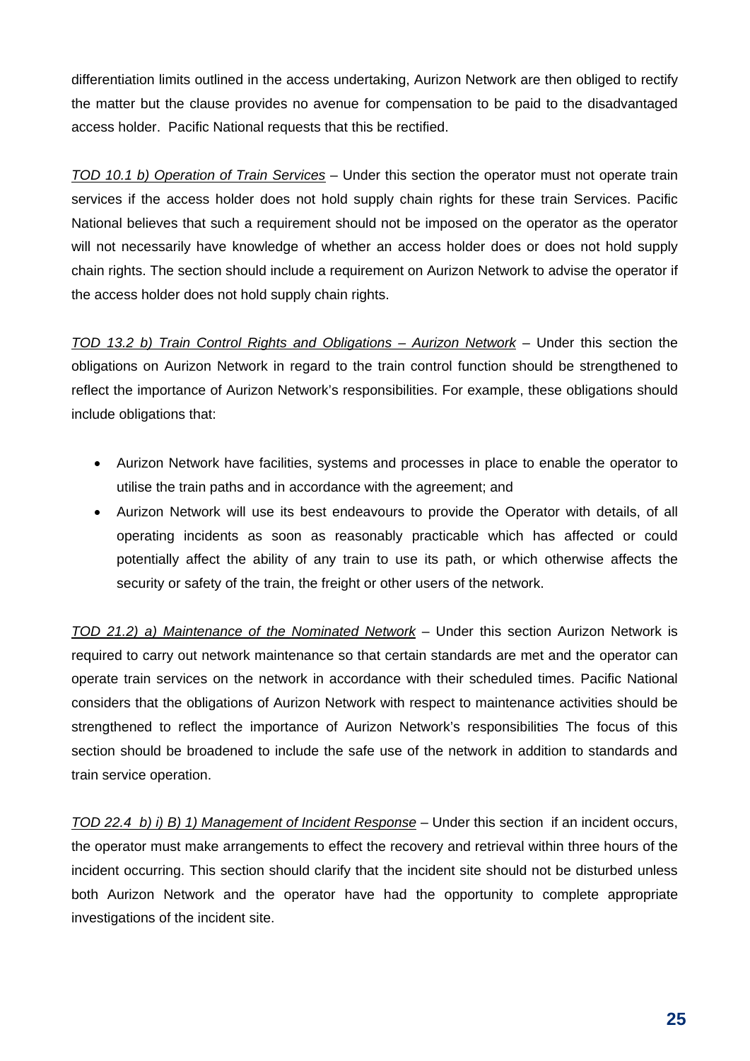differentiation limits outlined in the access undertaking, Aurizon Network are then obliged to rectify the matter but the clause provides no avenue for compensation to be paid to the disadvantaged access holder. Pacific National requests that this be rectified.

*TOD 10.1 b) Operation of Train Services* – Under this section the operator must not operate train services if the access holder does not hold supply chain rights for these train Services. Pacific National believes that such a requirement should not be imposed on the operator as the operator will not necessarily have knowledge of whether an access holder does or does not hold supply chain rights. The section should include a requirement on Aurizon Network to advise the operator if the access holder does not hold supply chain rights.

*TOD 13.2 b) Train Control Rights and Obligations – Aurizon Network* – Under this section the obligations on Aurizon Network in regard to the train control function should be strengthened to reflect the importance of Aurizon Network's responsibilities. For example, these obligations should include obligations that:

- Aurizon Network have facilities, systems and processes in place to enable the operator to utilise the train paths and in accordance with the agreement; and
- Aurizon Network will use its best endeavours to provide the Operator with details, of all operating incidents as soon as reasonably practicable which has affected or could potentially affect the ability of any train to use its path, or which otherwise affects the security or safety of the train, the freight or other users of the network.

*TOD 21.2) a) Maintenance of the Nominated Network* – Under this section Aurizon Network is required to carry out network maintenance so that certain standards are met and the operator can operate train services on the network in accordance with their scheduled times. Pacific National considers that the obligations of Aurizon Network with respect to maintenance activities should be strengthened to reflect the importance of Aurizon Network's responsibilities The focus of this section should be broadened to include the safe use of the network in addition to standards and train service operation.

*TOD 22.4 b) i) B) 1) Management of Incident Response* – Under this section if an incident occurs, the operator must make arrangements to effect the recovery and retrieval within three hours of the incident occurring. This section should clarify that the incident site should not be disturbed unless both Aurizon Network and the operator have had the opportunity to complete appropriate investigations of the incident site.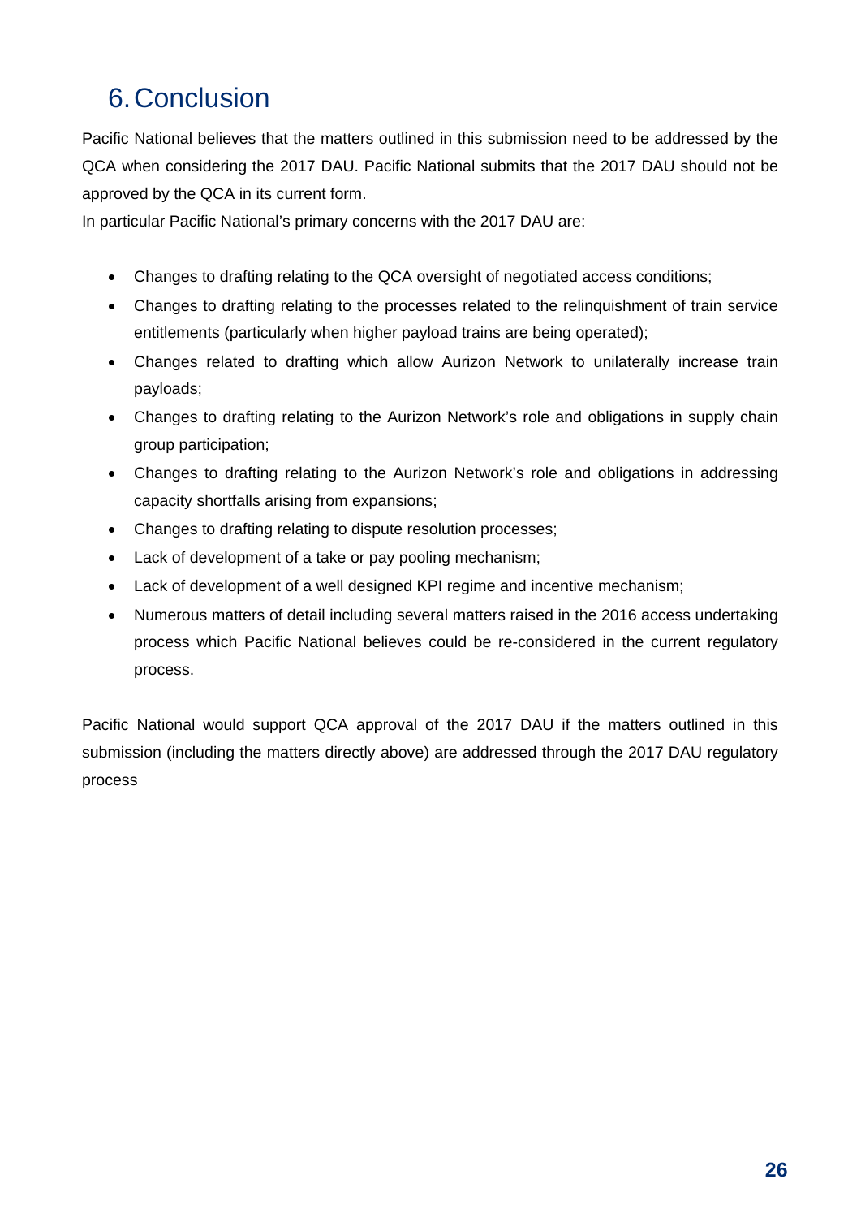# 6. Conclusion

Pacific National believes that the matters outlined in this submission need to be addressed by the QCA when considering the 2017 DAU. Pacific National submits that the 2017 DAU should not be approved by the QCA in its current form.

In particular Pacific National's primary concerns with the 2017 DAU are:

- Changes to drafting relating to the QCA oversight of negotiated access conditions;
- Changes to drafting relating to the processes related to the relinquishment of train service entitlements (particularly when higher payload trains are being operated);
- Changes related to drafting which allow Aurizon Network to unilaterally increase train payloads;
- Changes to drafting relating to the Aurizon Network's role and obligations in supply chain group participation;
- Changes to drafting relating to the Aurizon Network's role and obligations in addressing capacity shortfalls arising from expansions;
- Changes to drafting relating to dispute resolution processes;
- Lack of development of a take or pay pooling mechanism;
- Lack of development of a well designed KPI regime and incentive mechanism;
- Numerous matters of detail including several matters raised in the 2016 access undertaking process which Pacific National believes could be re-considered in the current regulatory process.

Pacific National would support QCA approval of the 2017 DAU if the matters outlined in this submission (including the matters directly above) are addressed through the 2017 DAU regulatory process